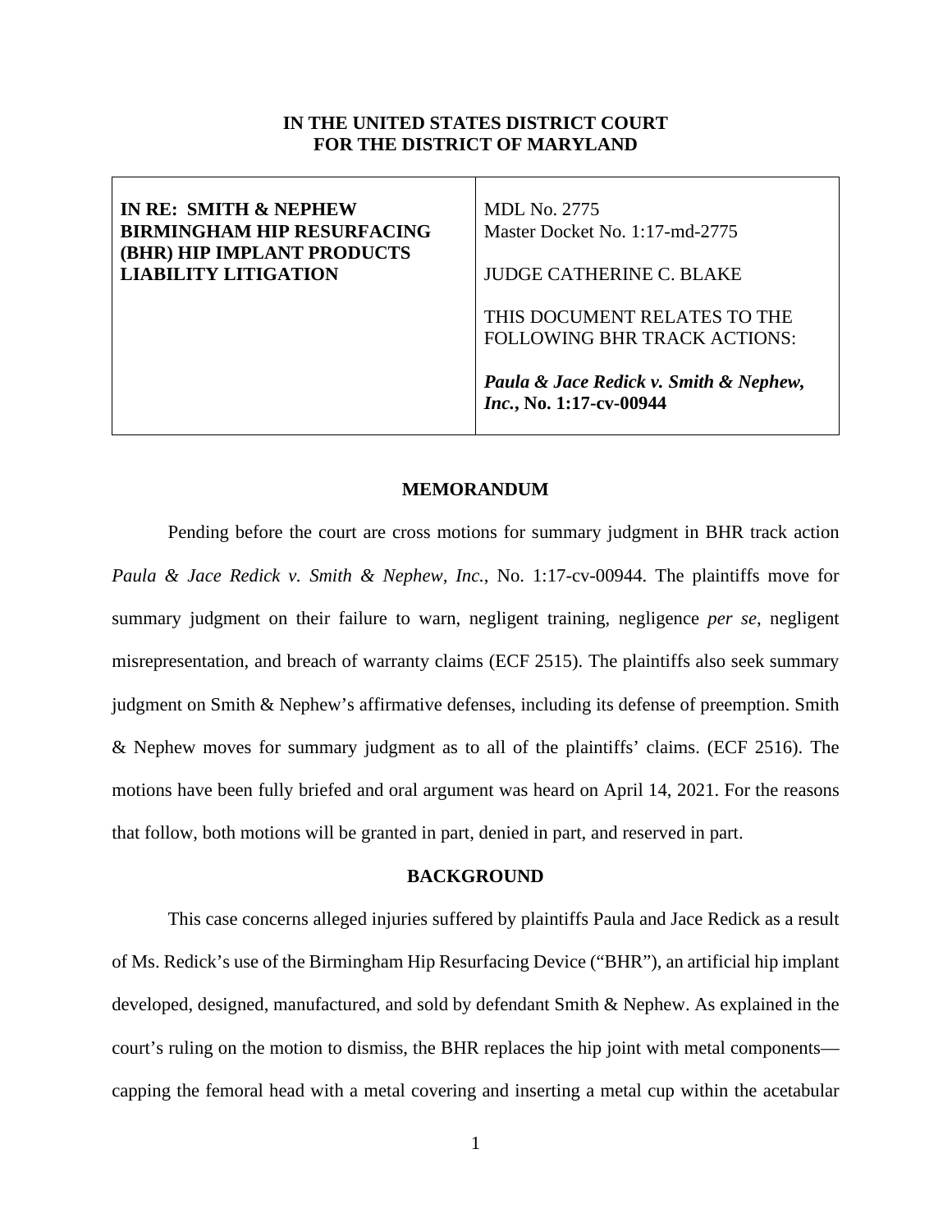**IN THE UNITED STATES DISTRICT COURT**
**FOR THE DISTRICT OF MARYLAND**

| | |
|---|---|
| **IN RE: SMITH & NEPHEW BIRMINGHAM HIP RESURFACING (BHR) HIP IMPLANT PRODUCTS LIABILITY LITIGATION** | MDL No. 2775<br>Master Docket No. 1:17-md-2775<br><br>JUDGE CATHERINE C. BLAKE<br><br>THIS DOCUMENT RELATES TO THE FOLLOWING BHR TRACK ACTIONS:<br><br>***Paula & Jace Redick v. Smith & Nephew, Inc.*, No. 1:17-cv-00944** |

## MEMORANDUM

Pending before the court are cross motions for summary judgment in BHR track action *Paula & Jace Redick v. Smith & Nephew, Inc.*, No. 1:17-cv-00944. The plaintiffs move for summary judgment on their failure to warn, negligent training, negligence *per se*, negligent misrepresentation, and breach of warranty claims (ECF 2515). The plaintiffs also seek summary judgment on Smith & Nephew's affirmative defenses, including its defense of preemption. Smith & Nephew moves for summary judgment as to all of the plaintiffs' claims. (ECF 2516). The motions have been fully briefed and oral argument was heard on April 14, 2021. For the reasons that follow, both motions will be granted in part, denied in part, and reserved in part.

## BACKGROUND

This case concerns alleged injuries suffered by plaintiffs Paula and Jace Redick as a result of Ms. Redick's use of the Birmingham Hip Resurfacing Device ("BHR"), an artificial hip implant developed, designed, manufactured, and sold by defendant Smith & Nephew. As explained in the court's ruling on the motion to dismiss, the BHR replaces the hip joint with metal components—capping the femoral head with a metal covering and inserting a metal cup within the acetabular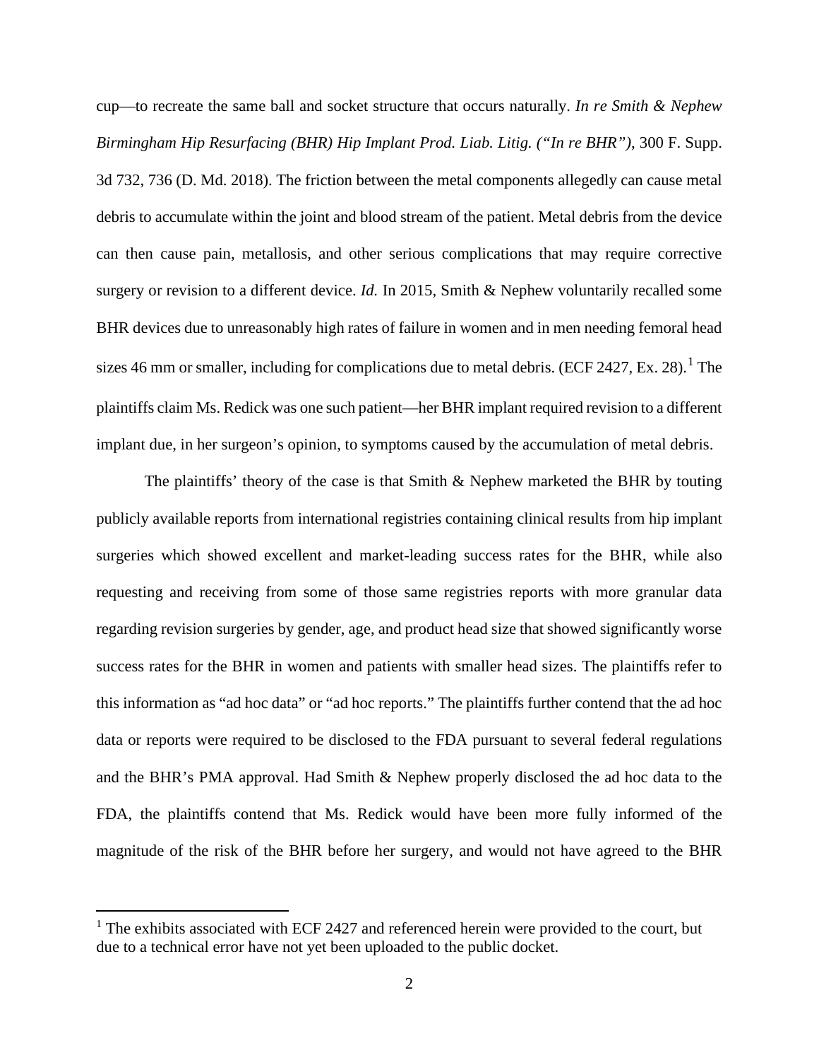cup—to recreate the same ball and socket structure that occurs naturally. *In re Smith & Nephew Birmingham Hip Resurfacing (BHR) Hip Implant Prod. Liab. Litig. ("In re BHR")*, 300 F. Supp. 3d 732, 736 (D. Md. 2018). The friction between the metal components allegedly can cause metal debris to accumulate within the joint and blood stream of the patient. Metal debris from the device can then cause pain, metallosis, and other serious complications that may require corrective surgery or revision to a different device. *Id.* In 2015, Smith & Nephew voluntarily recalled some BHR devices due to unreasonably high rates of failure in women and in men needing femoral head sizes 46 mm or smaller, including for complications due to metal debris. (ECF 2427, Ex. 28).[1] The plaintiffs claim Ms. Redick was one such patient—her BHR implant required revision to a different implant due, in her surgeon's opinion, to symptoms caused by the accumulation of metal debris.

The plaintiffs' theory of the case is that Smith & Nephew marketed the BHR by touting publicly available reports from international registries containing clinical results from hip implant surgeries which showed excellent and market-leading success rates for the BHR, while also requesting and receiving from some of those same registries reports with more granular data regarding revision surgeries by gender, age, and product head size that showed significantly worse success rates for the BHR in women and patients with smaller head sizes. The plaintiffs refer to this information as "ad hoc data" or "ad hoc reports." The plaintiffs further contend that the ad hoc data or reports were required to be disclosed to the FDA pursuant to several federal regulations and the BHR's PMA approval. Had Smith & Nephew properly disclosed the ad hoc data to the FDA, the plaintiffs contend that Ms. Redick would have been more fully informed of the magnitude of the risk of the BHR before her surgery, and would not have agreed to the BHR

[1] The exhibits associated with ECF 2427 and referenced herein were provided to the court, but due to a technical error have not yet been uploaded to the public docket.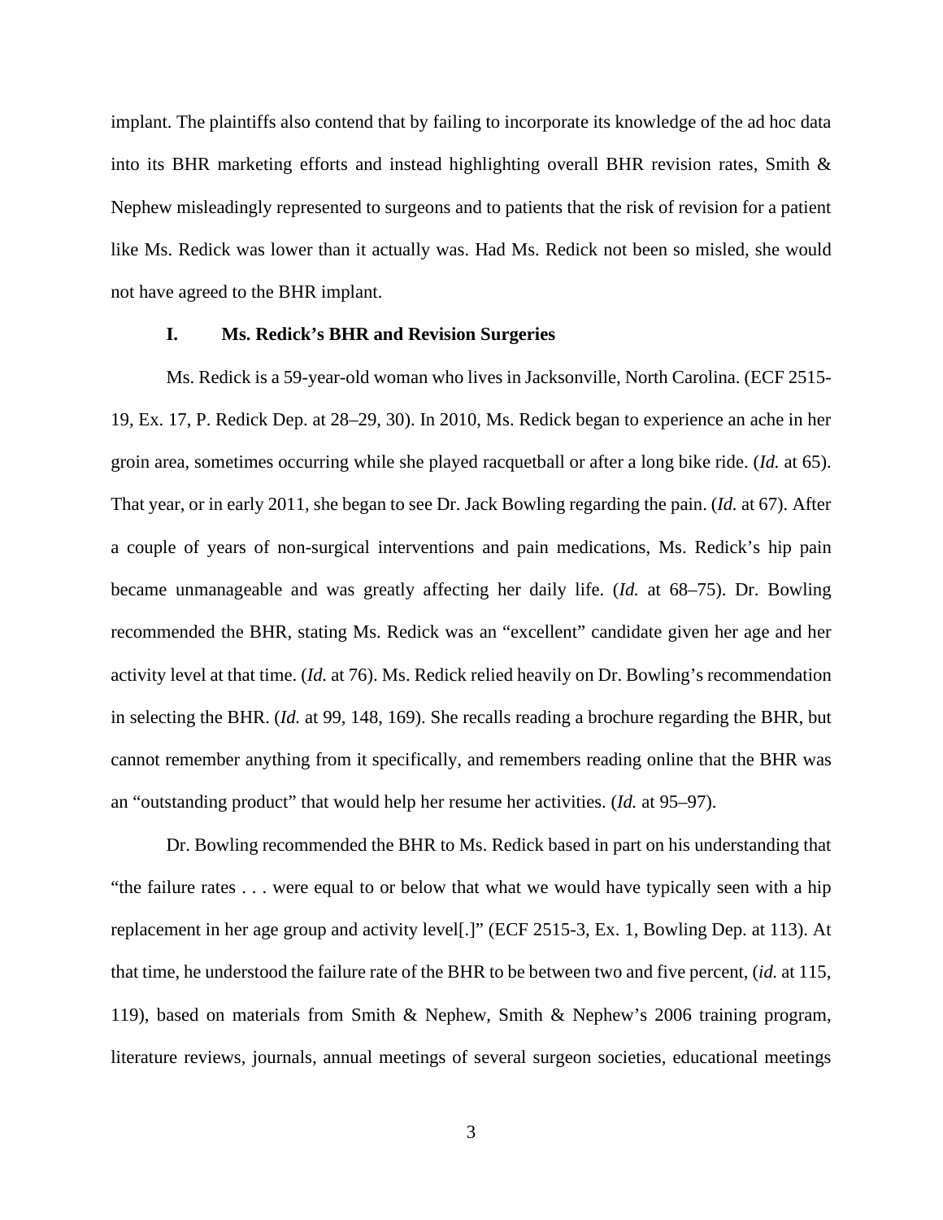implant. The plaintiffs also contend that by failing to incorporate its knowledge of the ad hoc data into its BHR marketing efforts and instead highlighting overall BHR revision rates, Smith & Nephew misleadingly represented to surgeons and to patients that the risk of revision for a patient like Ms. Redick was lower than it actually was. Had Ms. Redick not been so misled, she would not have agreed to the BHR implant.

### I. Ms. Redick's BHR and Revision Surgeries

Ms. Redick is a 59-year-old woman who lives in Jacksonville, North Carolina. (ECF 2515-19, Ex. 17, P. Redick Dep. at 28–29, 30). In 2010, Ms. Redick began to experience an ache in her groin area, sometimes occurring while she played racquetball or after a long bike ride. (*Id.* at 65). That year, or in early 2011, she began to see Dr. Jack Bowling regarding the pain. (*Id.* at 67). After a couple of years of non-surgical interventions and pain medications, Ms. Redick's hip pain became unmanageable and was greatly affecting her daily life. (*Id.* at 68–75). Dr. Bowling recommended the BHR, stating Ms. Redick was an "excellent" candidate given her age and her activity level at that time. (*Id.* at 76). Ms. Redick relied heavily on Dr. Bowling's recommendation in selecting the BHR. (*Id.* at 99, 148, 169). She recalls reading a brochure regarding the BHR, but cannot remember anything from it specifically, and remembers reading online that the BHR was an "outstanding product" that would help her resume her activities. (*Id.* at 95–97).

Dr. Bowling recommended the BHR to Ms. Redick based in part on his understanding that "the failure rates . . . were equal to or below that what we would have typically seen with a hip replacement in her age group and activity level[.]" (ECF 2515-3, Ex. 1, Bowling Dep. at 113). At that time, he understood the failure rate of the BHR to be between two and five percent, (*id.* at 115, 119), based on materials from Smith & Nephew, Smith & Nephew's 2006 training program, literature reviews, journals, annual meetings of several surgeon societies, educational meetings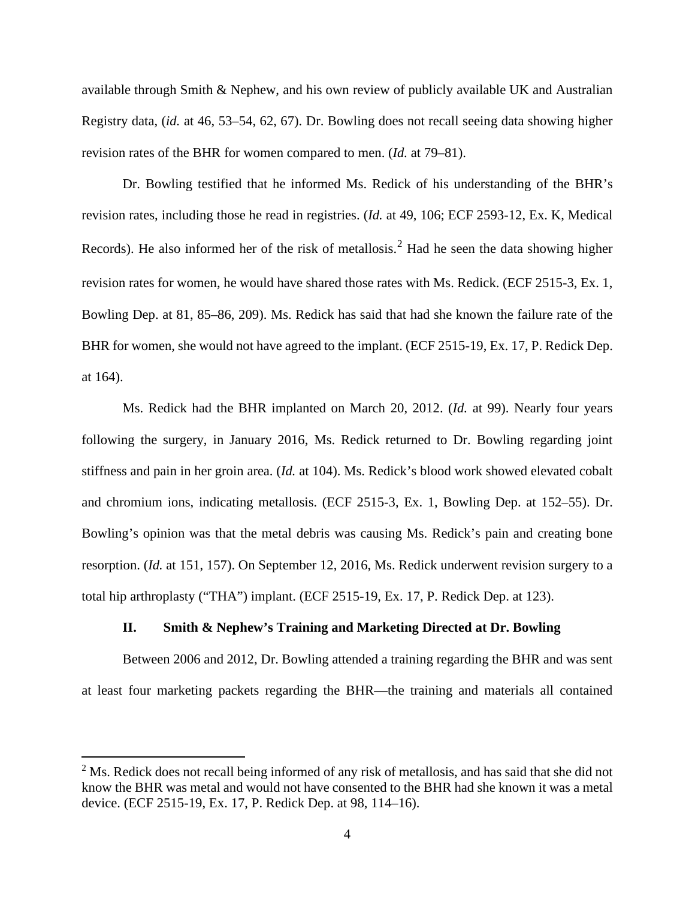available through Smith & Nephew, and his own review of publicly available UK and Australian Registry data, (*id.* at 46, 53–54, 62, 67). Dr. Bowling does not recall seeing data showing higher revision rates of the BHR for women compared to men. (*Id.* at 79–81).

Dr. Bowling testified that he informed Ms. Redick of his understanding of the BHR's revision rates, including those he read in registries. (*Id.* at 49, 106; ECF 2593-12, Ex. K, Medical Records). He also informed her of the risk of metallosis.[2] Had he seen the data showing higher revision rates for women, he would have shared those rates with Ms. Redick. (ECF 2515-3, Ex. 1, Bowling Dep. at 81, 85–86, 209). Ms. Redick has said that had she known the failure rate of the BHR for women, she would not have agreed to the implant. (ECF 2515-19, Ex. 17, P. Redick Dep. at 164).

Ms. Redick had the BHR implanted on March 20, 2012. (*Id.* at 99). Nearly four years following the surgery, in January 2016, Ms. Redick returned to Dr. Bowling regarding joint stiffness and pain in her groin area. (*Id.* at 104). Ms. Redick's blood work showed elevated cobalt and chromium ions, indicating metallosis. (ECF 2515-3, Ex. 1, Bowling Dep. at 152–55). Dr. Bowling's opinion was that the metal debris was causing Ms. Redick's pain and creating bone resorption. (*Id.* at 151, 157). On September 12, 2016, Ms. Redick underwent revision surgery to a total hip arthroplasty ("THA") implant. (ECF 2515-19, Ex. 17, P. Redick Dep. at 123).

## II. Smith & Nephew's Training and Marketing Directed at Dr. Bowling

Between 2006 and 2012, Dr. Bowling attended a training regarding the BHR and was sent at least four marketing packets regarding the BHR—the training and materials all contained

[2] Ms. Redick does not recall being informed of any risk of metallosis, and has said that she did not know the BHR was metal and would not have consented to the BHR had she known it was a metal device. (ECF 2515-19, Ex. 17, P. Redick Dep. at 98, 114–16).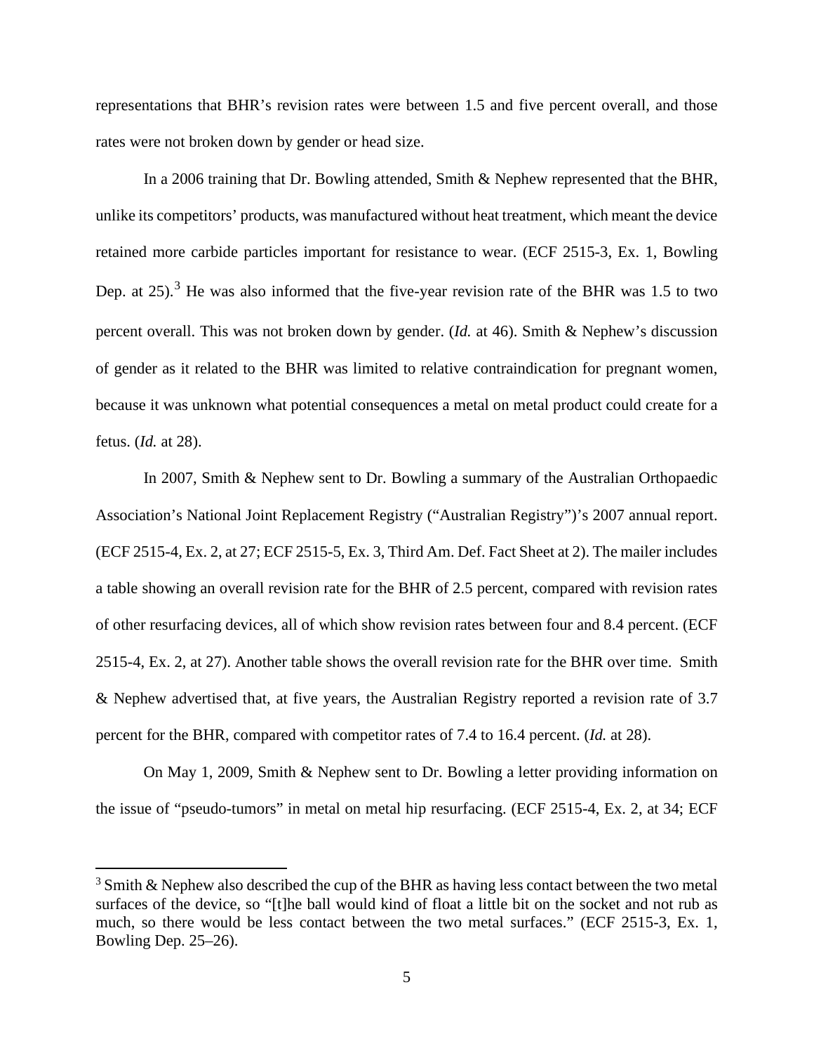representations that BHR's revision rates were between 1.5 and five percent overall, and those rates were not broken down by gender or head size.

In a 2006 training that Dr. Bowling attended, Smith & Nephew represented that the BHR, unlike its competitors' products, was manufactured without heat treatment, which meant the device retained more carbide particles important for resistance to wear. (ECF 2515-3, Ex. 1, Bowling Dep. at 25).[3] He was also informed that the five-year revision rate of the BHR was 1.5 to two percent overall. This was not broken down by gender. (*Id.* at 46). Smith & Nephew's discussion of gender as it related to the BHR was limited to relative contraindication for pregnant women, because it was unknown what potential consequences a metal on metal product could create for a fetus. (*Id.* at 28).

In 2007, Smith & Nephew sent to Dr. Bowling a summary of the Australian Orthopaedic Association's National Joint Replacement Registry ("Australian Registry")'s 2007 annual report. (ECF 2515-4, Ex. 2, at 27; ECF 2515-5, Ex. 3, Third Am. Def. Fact Sheet at 2). The mailer includes a table showing an overall revision rate for the BHR of 2.5 percent, compared with revision rates of other resurfacing devices, all of which show revision rates between four and 8.4 percent. (ECF 2515-4, Ex. 2, at 27). Another table shows the overall revision rate for the BHR over time. Smith & Nephew advertised that, at five years, the Australian Registry reported a revision rate of 3.7 percent for the BHR, compared with competitor rates of 7.4 to 16.4 percent. (*Id.* at 28).

On May 1, 2009, Smith & Nephew sent to Dr. Bowling a letter providing information on the issue of "pseudo-tumors" in metal on metal hip resurfacing. (ECF 2515-4, Ex. 2, at 34; ECF

[3] Smith & Nephew also described the cup of the BHR as having less contact between the two metal surfaces of the device, so "[t]he ball would kind of float a little bit on the socket and not rub as much, so there would be less contact between the two metal surfaces." (ECF 2515-3, Ex. 1, Bowling Dep. 25–26).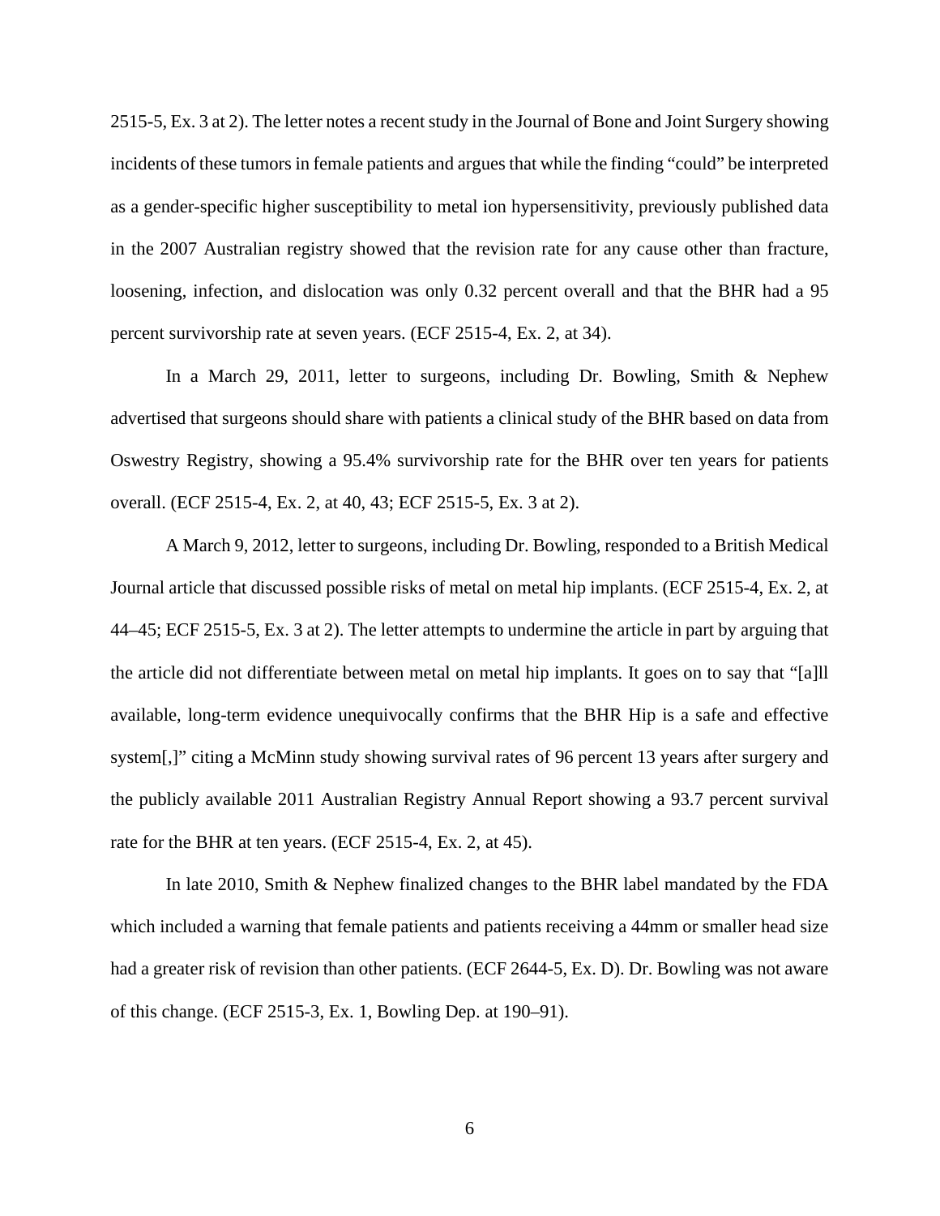2515-5, Ex. 3 at 2). The letter notes a recent study in the Journal of Bone and Joint Surgery showing incidents of these tumors in female patients and argues that while the finding "could" be interpreted as a gender-specific higher susceptibility to metal ion hypersensitivity, previously published data in the 2007 Australian registry showed that the revision rate for any cause other than fracture, loosening, infection, and dislocation was only 0.32 percent overall and that the BHR had a 95 percent survivorship rate at seven years. (ECF 2515-4, Ex. 2, at 34).

In a March 29, 2011, letter to surgeons, including Dr. Bowling, Smith & Nephew advertised that surgeons should share with patients a clinical study of the BHR based on data from Oswestry Registry, showing a 95.4% survivorship rate for the BHR over ten years for patients overall. (ECF 2515-4, Ex. 2, at 40, 43; ECF 2515-5, Ex. 3 at 2).

A March 9, 2012, letter to surgeons, including Dr. Bowling, responded to a British Medical Journal article that discussed possible risks of metal on metal hip implants. (ECF 2515-4, Ex. 2, at 44–45; ECF 2515-5, Ex. 3 at 2). The letter attempts to undermine the article in part by arguing that the article did not differentiate between metal on metal hip implants. It goes on to say that "[a]ll available, long-term evidence unequivocally confirms that the BHR Hip is a safe and effective system[,]" citing a McMinn study showing survival rates of 96 percent 13 years after surgery and the publicly available 2011 Australian Registry Annual Report showing a 93.7 percent survival rate for the BHR at ten years. (ECF 2515-4, Ex. 2, at 45).

In late 2010, Smith & Nephew finalized changes to the BHR label mandated by the FDA which included a warning that female patients and patients receiving a 44mm or smaller head size had a greater risk of revision than other patients. (ECF 2644-5, Ex. D). Dr. Bowling was not aware of this change. (ECF 2515-3, Ex. 1, Bowling Dep. at 190–91).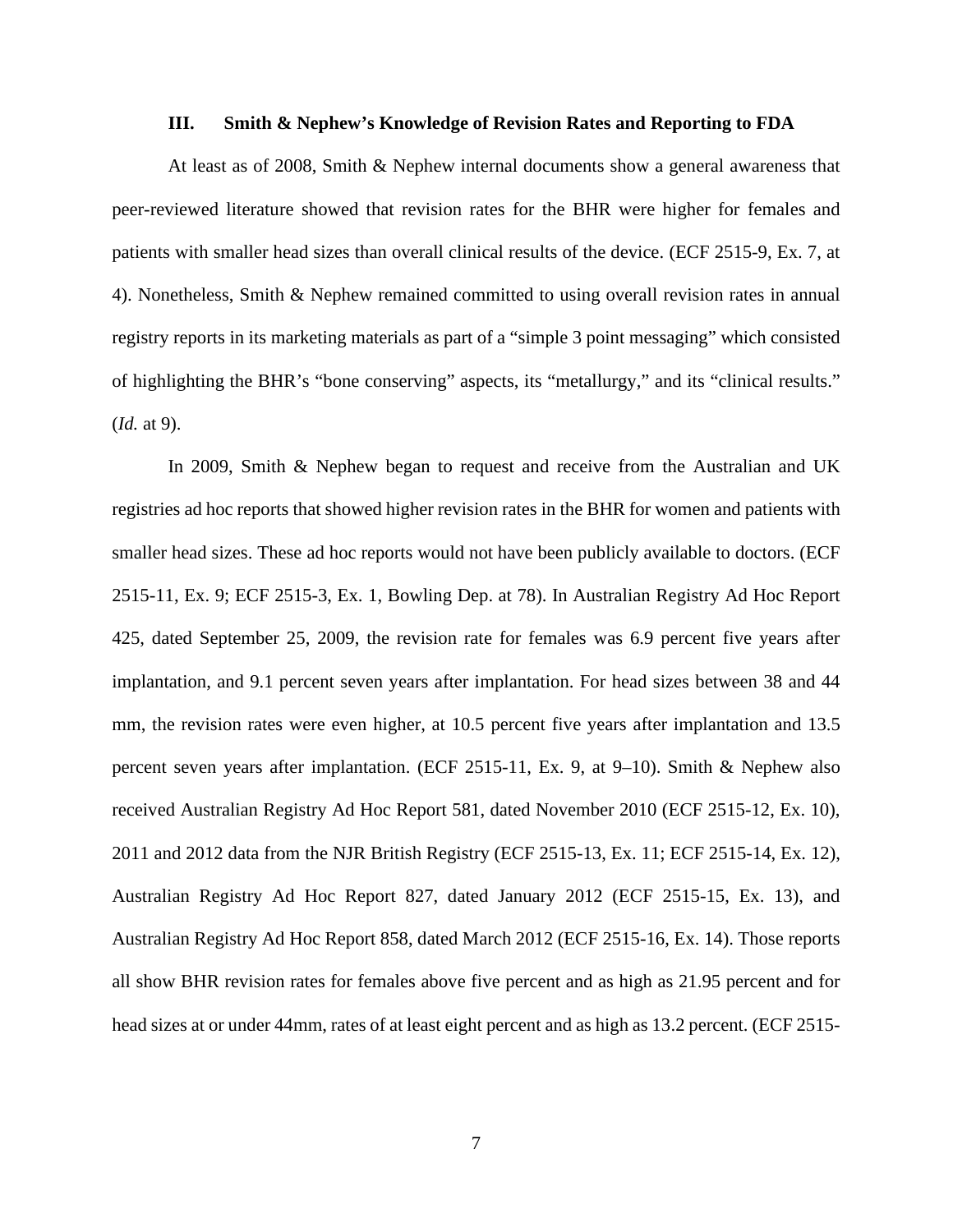### III. Smith & Nephew's Knowledge of Revision Rates and Reporting to FDA

At least as of 2008, Smith & Nephew internal documents show a general awareness that peer-reviewed literature showed that revision rates for the BHR were higher for females and patients with smaller head sizes than overall clinical results of the device. (ECF 2515-9, Ex. 7, at 4). Nonetheless, Smith & Nephew remained committed to using overall revision rates in annual registry reports in its marketing materials as part of a "simple 3 point messaging" which consisted of highlighting the BHR's "bone conserving" aspects, its "metallurgy," and its "clinical results." (*Id.* at 9).

In 2009, Smith & Nephew began to request and receive from the Australian and UK registries ad hoc reports that showed higher revision rates in the BHR for women and patients with smaller head sizes. These ad hoc reports would not have been publicly available to doctors. (ECF 2515-11, Ex. 9; ECF 2515-3, Ex. 1, Bowling Dep. at 78). In Australian Registry Ad Hoc Report 425, dated September 25, 2009, the revision rate for females was 6.9 percent five years after implantation, and 9.1 percent seven years after implantation. For head sizes between 38 and 44 mm, the revision rates were even higher, at 10.5 percent five years after implantation and 13.5 percent seven years after implantation. (ECF 2515-11, Ex. 9, at 9–10). Smith & Nephew also received Australian Registry Ad Hoc Report 581, dated November 2010 (ECF 2515-12, Ex. 10), 2011 and 2012 data from the NJR British Registry (ECF 2515-13, Ex. 11; ECF 2515-14, Ex. 12), Australian Registry Ad Hoc Report 827, dated January 2012 (ECF 2515-15, Ex. 13), and Australian Registry Ad Hoc Report 858, dated March 2012 (ECF 2515-16, Ex. 14). Those reports all show BHR revision rates for females above five percent and as high as 21.95 percent and for head sizes at or under 44mm, rates of at least eight percent and as high as 13.2 percent. (ECF 2515-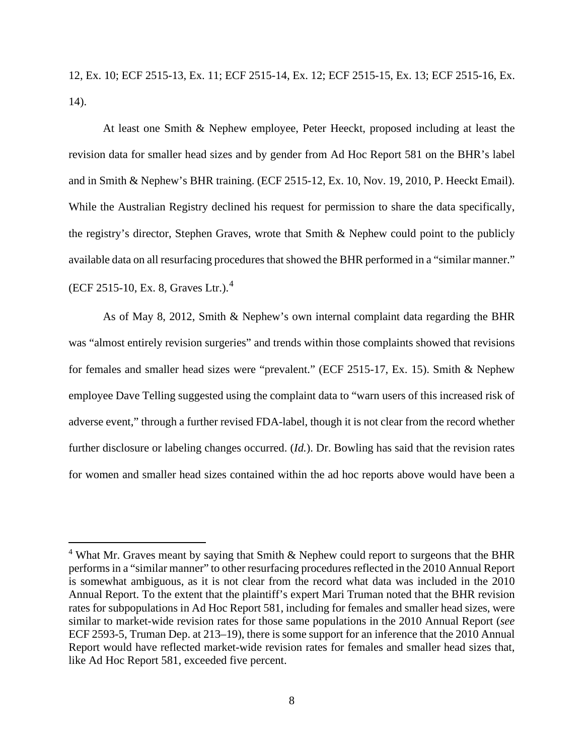12, Ex. 10; ECF 2515-13, Ex. 11; ECF 2515-14, Ex. 12; ECF 2515-15, Ex. 13; ECF 2515-16, Ex. 14).

At least one Smith & Nephew employee, Peter Heeckt, proposed including at least the revision data for smaller head sizes and by gender from Ad Hoc Report 581 on the BHR's label and in Smith & Nephew's BHR training. (ECF 2515-12, Ex. 10, Nov. 19, 2010, P. Heeckt Email). While the Australian Registry declined his request for permission to share the data specifically, the registry's director, Stephen Graves, wrote that Smith & Nephew could point to the publicly available data on all resurfacing procedures that showed the BHR performed in a "similar manner." (ECF 2515-10, Ex. 8, Graves Ltr.).[4]

As of May 8, 2012, Smith & Nephew's own internal complaint data regarding the BHR was "almost entirely revision surgeries" and trends within those complaints showed that revisions for females and smaller head sizes were "prevalent." (ECF 2515-17, Ex. 15). Smith & Nephew employee Dave Telling suggested using the complaint data to "warn users of this increased risk of adverse event," through a further revised FDA-label, though it is not clear from the record whether further disclosure or labeling changes occurred. (*Id.*). Dr. Bowling has said that the revision rates for women and smaller head sizes contained within the ad hoc reports above would have been a

[4] What Mr. Graves meant by saying that Smith & Nephew could report to surgeons that the BHR performs in a "similar manner" to other resurfacing procedures reflected in the 2010 Annual Report is somewhat ambiguous, as it is not clear from the record what data was included in the 2010 Annual Report. To the extent that the plaintiff's expert Mari Truman noted that the BHR revision rates for subpopulations in Ad Hoc Report 581, including for females and smaller head sizes, were similar to market-wide revision rates for those same populations in the 2010 Annual Report (*see* ECF 2593-5, Truman Dep. at 213–19), there is some support for an inference that the 2010 Annual Report would have reflected market-wide revision rates for females and smaller head sizes that, like Ad Hoc Report 581, exceeded five percent.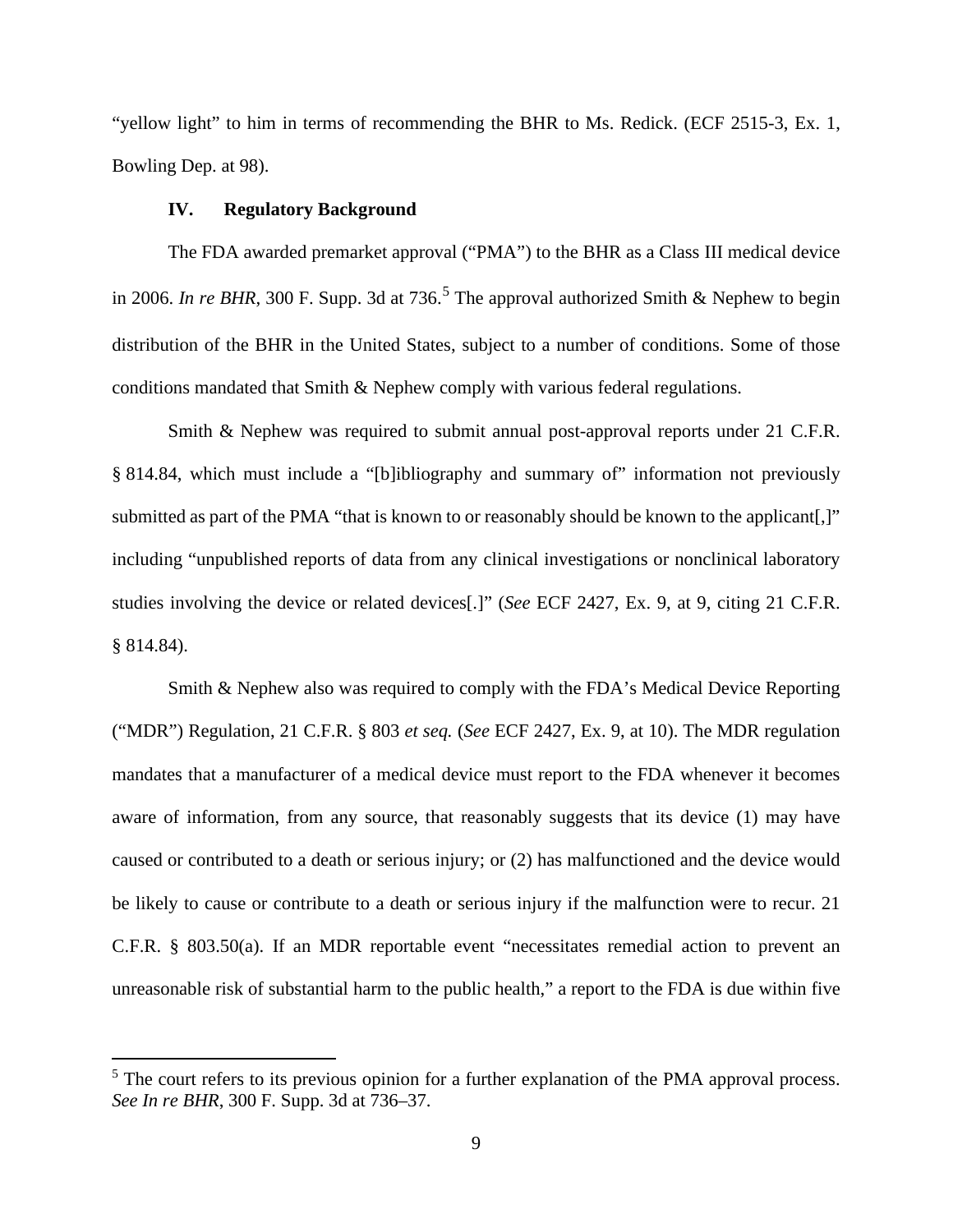"yellow light" to him in terms of recommending the BHR to Ms. Redick. (ECF 2515-3, Ex. 1, Bowling Dep. at 98).

### IV. Regulatory Background

The FDA awarded premarket approval ("PMA") to the BHR as a Class III medical device in 2006. *In re BHR*, 300 F. Supp. 3d at 736.[5] The approval authorized Smith & Nephew to begin distribution of the BHR in the United States, subject to a number of conditions. Some of those conditions mandated that Smith & Nephew comply with various federal regulations.

Smith & Nephew was required to submit annual post-approval reports under 21 C.F.R. § 814.84, which must include a "[b]ibliography and summary of" information not previously submitted as part of the PMA "that is known to or reasonably should be known to the applicant[,]" including "unpublished reports of data from any clinical investigations or nonclinical laboratory studies involving the device or related devices[.]" (*See* ECF 2427, Ex. 9, at 9, citing 21 C.F.R. § 814.84).

Smith & Nephew also was required to comply with the FDA's Medical Device Reporting ("MDR") Regulation, 21 C.F.R. § 803 *et seq.* (*See* ECF 2427, Ex. 9, at 10). The MDR regulation mandates that a manufacturer of a medical device must report to the FDA whenever it becomes aware of information, from any source, that reasonably suggests that its device (1) may have caused or contributed to a death or serious injury; or (2) has malfunctioned and the device would be likely to cause or contribute to a death or serious injury if the malfunction were to recur. 21 C.F.R. § 803.50(a). If an MDR reportable event "necessitates remedial action to prevent an unreasonable risk of substantial harm to the public health," a report to the FDA is due within five

[5] The court refers to its previous opinion for a further explanation of the PMA approval process. *See In re BHR*, 300 F. Supp. 3d at 736–37.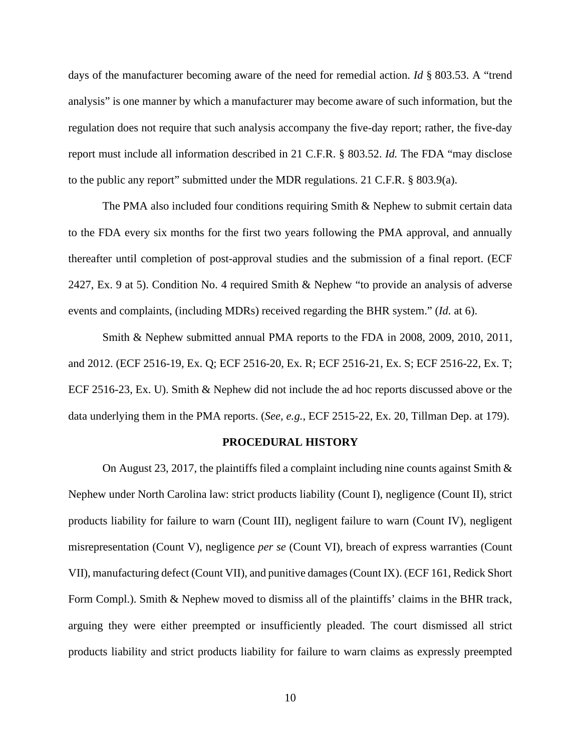days of the manufacturer becoming aware of the need for remedial action. *Id* § 803.53. A "trend analysis" is one manner by which a manufacturer may become aware of such information, but the regulation does not require that such analysis accompany the five-day report; rather, the five-day report must include all information described in 21 C.F.R. § 803.52. *Id.* The FDA "may disclose to the public any report" submitted under the MDR regulations. 21 C.F.R. § 803.9(a).

The PMA also included four conditions requiring Smith & Nephew to submit certain data to the FDA every six months for the first two years following the PMA approval, and annually thereafter until completion of post-approval studies and the submission of a final report. (ECF 2427, Ex. 9 at 5). Condition No. 4 required Smith & Nephew "to provide an analysis of adverse events and complaints, (including MDRs) received regarding the BHR system." (*Id.* at 6).

Smith & Nephew submitted annual PMA reports to the FDA in 2008, 2009, 2010, 2011, and 2012. (ECF 2516-19, Ex. Q; ECF 2516-20, Ex. R; ECF 2516-21, Ex. S; ECF 2516-22, Ex. T; ECF 2516-23, Ex. U). Smith & Nephew did not include the ad hoc reports discussed above or the data underlying them in the PMA reports. (*See, e.g.*, ECF 2515-22, Ex. 20, Tillman Dep. at 179).

## PROCEDURAL HISTORY

On August 23, 2017, the plaintiffs filed a complaint including nine counts against Smith & Nephew under North Carolina law: strict products liability (Count I), negligence (Count II), strict products liability for failure to warn (Count III), negligent failure to warn (Count IV), negligent misrepresentation (Count V), negligence *per se* (Count VI), breach of express warranties (Count VII), manufacturing defect (Count VII), and punitive damages (Count IX). (ECF 161, Redick Short Form Compl.). Smith & Nephew moved to dismiss all of the plaintiffs' claims in the BHR track, arguing they were either preempted or insufficiently pleaded. The court dismissed all strict products liability and strict products liability for failure to warn claims as expressly preempted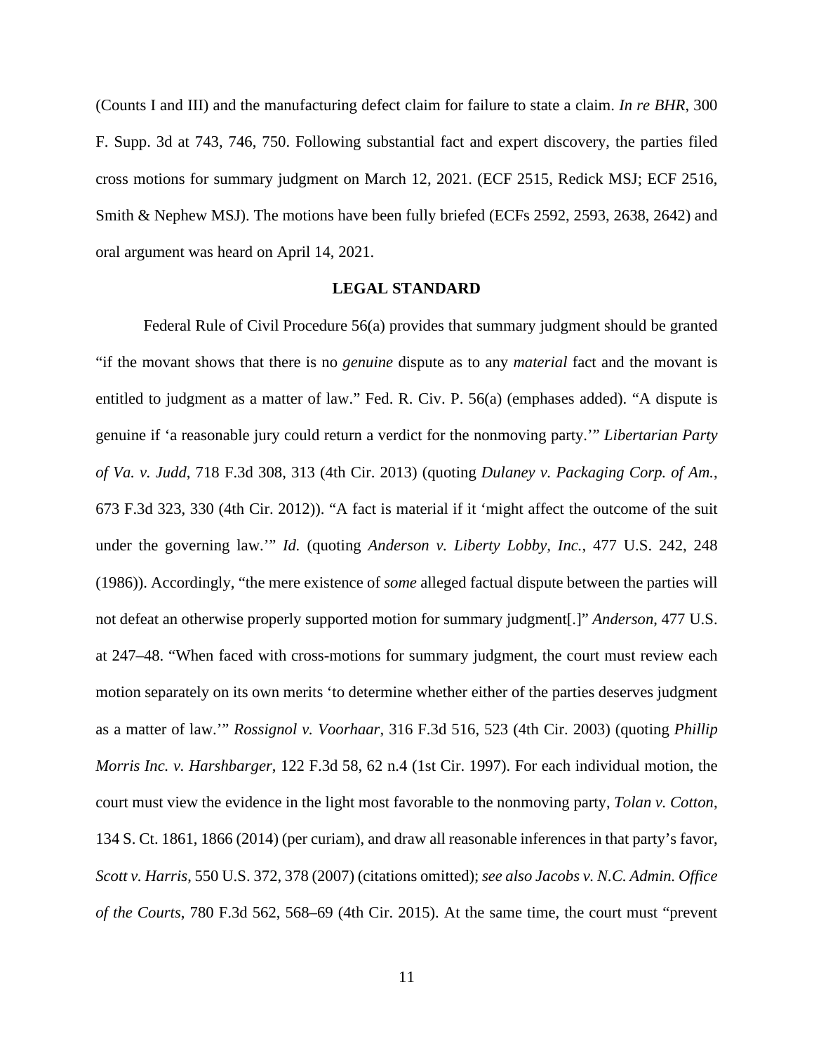(Counts I and III) and the manufacturing defect claim for failure to state a claim. *In re BHR*, 300 F. Supp. 3d at 743, 746, 750. Following substantial fact and expert discovery, the parties filed cross motions for summary judgment on March 12, 2021. (ECF 2515, Redick MSJ; ECF 2516, Smith & Nephew MSJ). The motions have been fully briefed (ECFs 2592, 2593, 2638, 2642) and oral argument was heard on April 14, 2021.

## LEGAL STANDARD

Federal Rule of Civil Procedure 56(a) provides that summary judgment should be granted "if the movant shows that there is no *genuine* dispute as to any *material* fact and the movant is entitled to judgment as a matter of law." Fed. R. Civ. P. 56(a) (emphases added). "A dispute is genuine if 'a reasonable jury could return a verdict for the nonmoving party.'" *Libertarian Party of Va. v. Judd*, 718 F.3d 308, 313 (4th Cir. 2013) (quoting *Dulaney v. Packaging Corp. of Am.*, 673 F.3d 323, 330 (4th Cir. 2012)). "A fact is material if it 'might affect the outcome of the suit under the governing law.'" *Id.* (quoting *Anderson v. Liberty Lobby, Inc.*, 477 U.S. 242, 248 (1986)). Accordingly, "the mere existence of *some* alleged factual dispute between the parties will not defeat an otherwise properly supported motion for summary judgment[.]" *Anderson*, 477 U.S. at 247–48. "When faced with cross-motions for summary judgment, the court must review each motion separately on its own merits 'to determine whether either of the parties deserves judgment as a matter of law.'" *Rossignol v. Voorhaar*, 316 F.3d 516, 523 (4th Cir. 2003) (quoting *Phillip Morris Inc. v. Harshbarger*, 122 F.3d 58, 62 n.4 (1st Cir. 1997). For each individual motion, the court must view the evidence in the light most favorable to the nonmoving party, *Tolan v. Cotton*, 134 S. Ct. 1861, 1866 (2014) (per curiam), and draw all reasonable inferences in that party's favor, *Scott v. Harris*, 550 U.S. 372, 378 (2007) (citations omitted); *see also Jacobs v. N.C. Admin. Office of the Courts*, 780 F.3d 562, 568–69 (4th Cir. 2015). At the same time, the court must "prevent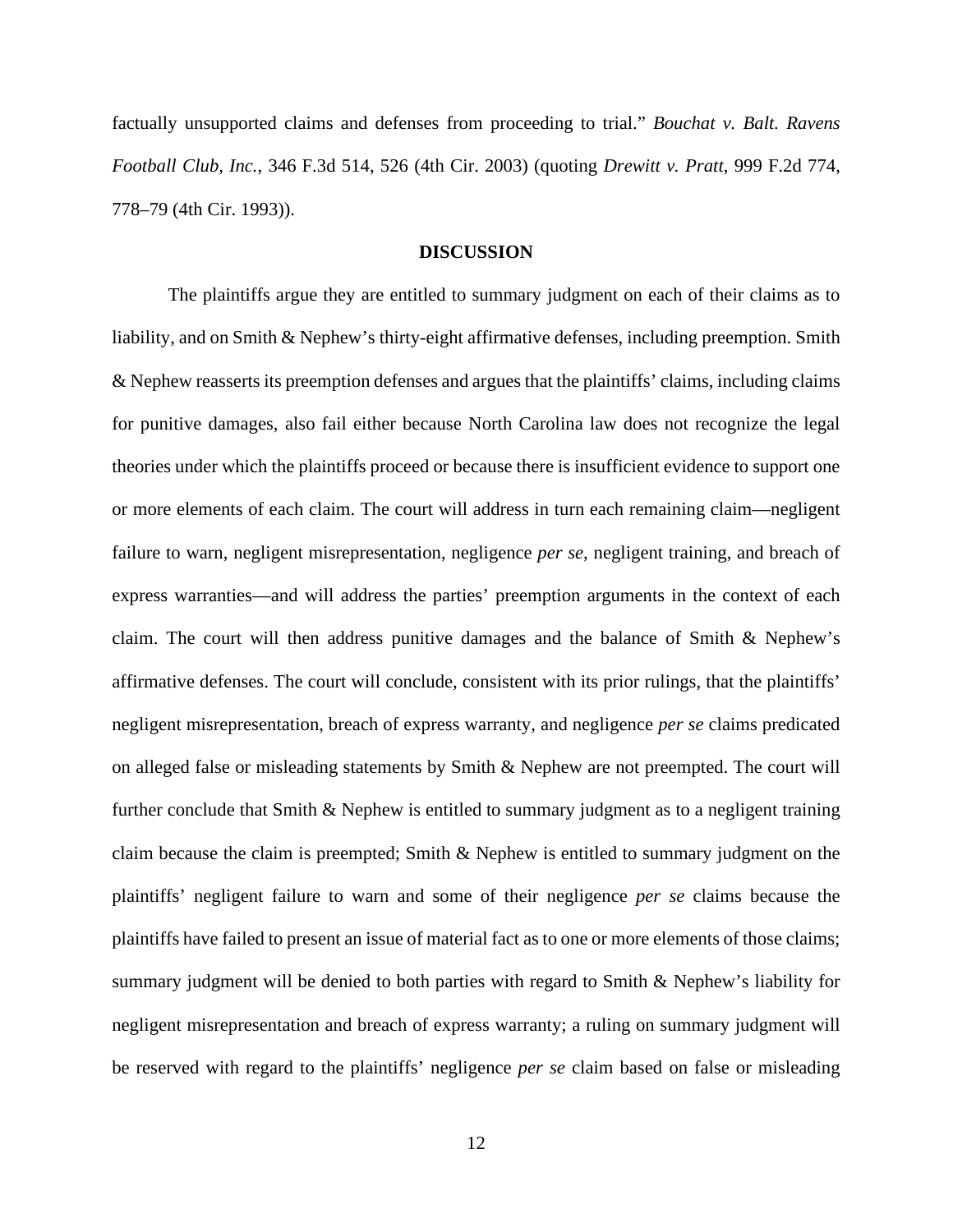factually unsupported claims and defenses from proceeding to trial." *Bouchat v. Balt. Ravens Football Club, Inc.*, 346 F.3d 514, 526 (4th Cir. 2003) (quoting *Drewitt v. Pratt*, 999 F.2d 774, 778–79 (4th Cir. 1993)).

## DISCUSSION

The plaintiffs argue they are entitled to summary judgment on each of their claims as to liability, and on Smith & Nephew's thirty-eight affirmative defenses, including preemption. Smith & Nephew reasserts its preemption defenses and argues that the plaintiffs' claims, including claims for punitive damages, also fail either because North Carolina law does not recognize the legal theories under which the plaintiffs proceed or because there is insufficient evidence to support one or more elements of each claim. The court will address in turn each remaining claim—negligent failure to warn, negligent misrepresentation, negligence *per se*, negligent training, and breach of express warranties—and will address the parties' preemption arguments in the context of each claim. The court will then address punitive damages and the balance of Smith & Nephew's affirmative defenses. The court will conclude, consistent with its prior rulings, that the plaintiffs' negligent misrepresentation, breach of express warranty, and negligence *per se* claims predicated on alleged false or misleading statements by Smith & Nephew are not preempted. The court will further conclude that Smith & Nephew is entitled to summary judgment as to a negligent training claim because the claim is preempted; Smith & Nephew is entitled to summary judgment on the plaintiffs' negligent failure to warn and some of their negligence *per se* claims because the plaintiffs have failed to present an issue of material fact as to one or more elements of those claims; summary judgment will be denied to both parties with regard to Smith & Nephew's liability for negligent misrepresentation and breach of express warranty; a ruling on summary judgment will be reserved with regard to the plaintiffs' negligence *per se* claim based on false or misleading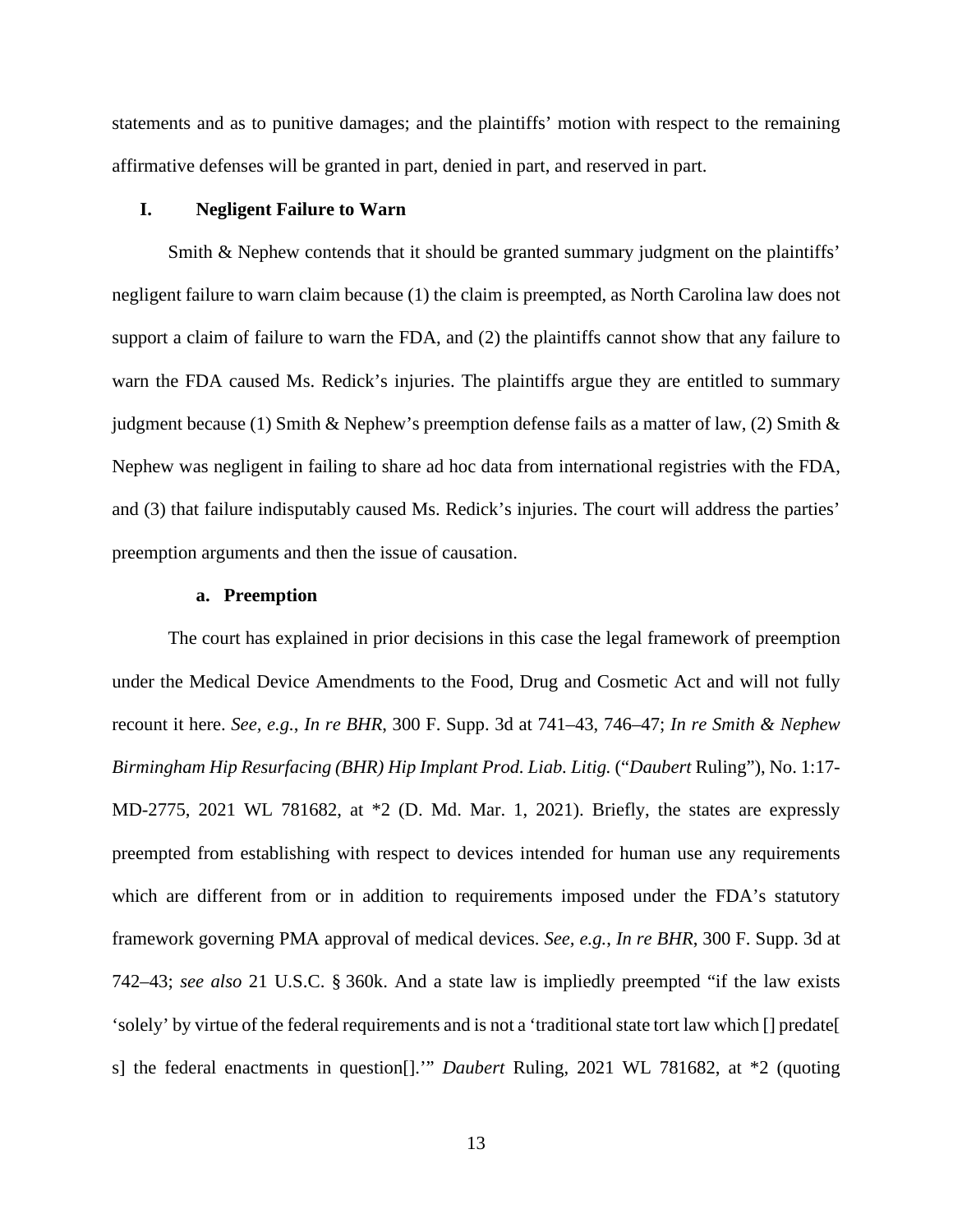statements and as to punitive damages; and the plaintiffs' motion with respect to the remaining affirmative defenses will be granted in part, denied in part, and reserved in part.

## I. Negligent Failure to Warn

Smith & Nephew contends that it should be granted summary judgment on the plaintiffs' negligent failure to warn claim because (1) the claim is preempted, as North Carolina law does not support a claim of failure to warn the FDA, and (2) the plaintiffs cannot show that any failure to warn the FDA caused Ms. Redick's injuries. The plaintiffs argue they are entitled to summary judgment because (1) Smith & Nephew's preemption defense fails as a matter of law, (2) Smith & Nephew was negligent in failing to share ad hoc data from international registries with the FDA, and (3) that failure indisputably caused Ms. Redick's injuries. The court will address the parties' preemption arguments and then the issue of causation.

### a. Preemption

The court has explained in prior decisions in this case the legal framework of preemption under the Medical Device Amendments to the Food, Drug and Cosmetic Act and will not fully recount it here. *See, e.g.*, *In re BHR*, 300 F. Supp. 3d at 741–43, 746–47; *In re Smith & Nephew Birmingham Hip Resurfacing (BHR) Hip Implant Prod. Liab. Litig.* ("*Daubert* Ruling"), No. 1:17-MD-2775, 2021 WL 781682, at *2 (D. Md. Mar. 1, 2021). Briefly, the states are expressly preempted from establishing with respect to devices intended for human use any requirements which are different from or in addition to requirements imposed under the FDA's statutory framework governing PMA approval of medical devices. *See, e.g.*, *In re BHR*, 300 F. Supp. 3d at 742–43; *see also* 21 U.S.C. § 360k. And a state law is impliedly preempted "if the law exists 'solely' by virtue of the federal requirements and is not a 'traditional state tort law which [] predate[s] the federal enactments in question[].'" *Daubert* Ruling, 2021 WL 781682, at *2 (quoting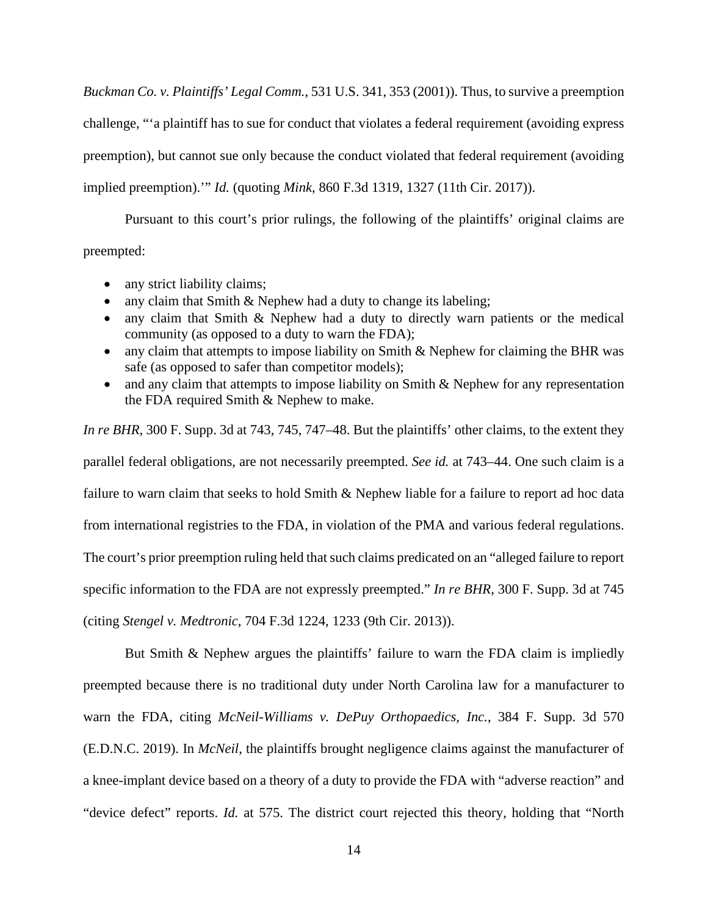*Buckman Co. v. Plaintiffs' Legal Comm.*, 531 U.S. 341, 353 (2001)). Thus, to survive a preemption challenge, "'a plaintiff has to sue for conduct that violates a federal requirement (avoiding express preemption), but cannot sue only because the conduct violated that federal requirement (avoiding implied preemption).'" *Id.* (quoting *Mink*, 860 F.3d 1319, 1327 (11th Cir. 2017)).

Pursuant to this court's prior rulings, the following of the plaintiffs' original claims are preempted:

- any strict liability claims;
- any claim that Smith & Nephew had a duty to change its labeling;
- any claim that Smith & Nephew had a duty to directly warn patients or the medical community (as opposed to a duty to warn the FDA);
- any claim that attempts to impose liability on Smith & Nephew for claiming the BHR was safe (as opposed to safer than competitor models);
- and any claim that attempts to impose liability on Smith & Nephew for any representation the FDA required Smith & Nephew to make.

*In re BHR*, 300 F. Supp. 3d at 743, 745, 747–48. But the plaintiffs' other claims, to the extent they parallel federal obligations, are not necessarily preempted. *See id.* at 743–44. One such claim is a failure to warn claim that seeks to hold Smith & Nephew liable for a failure to report ad hoc data from international registries to the FDA, in violation of the PMA and various federal regulations. The court's prior preemption ruling held that such claims predicated on an "alleged failure to report specific information to the FDA are not expressly preempted." *In re BHR*, 300 F. Supp. 3d at 745 (citing *Stengel v. Medtronic*, 704 F.3d 1224, 1233 (9th Cir. 2013)).

But Smith & Nephew argues the plaintiffs' failure to warn the FDA claim is impliedly preempted because there is no traditional duty under North Carolina law for a manufacturer to warn the FDA, citing *McNeil-Williams v. DePuy Orthopaedics, Inc.*, 384 F. Supp. 3d 570 (E.D.N.C. 2019). In *McNeil*, the plaintiffs brought negligence claims against the manufacturer of a knee-implant device based on a theory of a duty to provide the FDA with "adverse reaction" and "device defect" reports. *Id.* at 575. The district court rejected this theory, holding that "North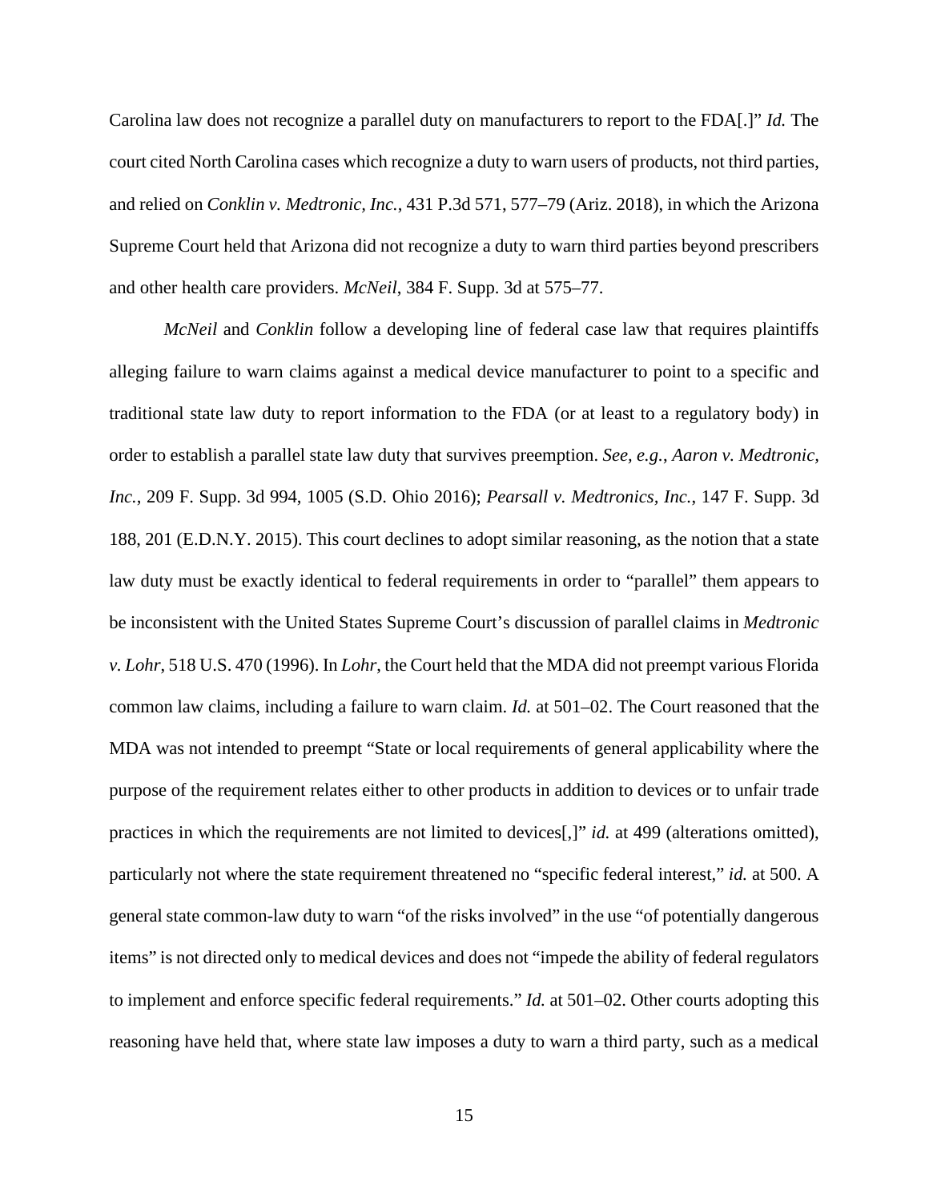Carolina law does not recognize a parallel duty on manufacturers to report to the FDA[.]" *Id.* The court cited North Carolina cases which recognize a duty to warn users of products, not third parties, and relied on *Conklin v. Medtronic, Inc.*, 431 P.3d 571, 577–79 (Ariz. 2018), in which the Arizona Supreme Court held that Arizona did not recognize a duty to warn third parties beyond prescribers and other health care providers. *McNeil*, 384 F. Supp. 3d at 575–77.

*McNeil* and *Conklin* follow a developing line of federal case law that requires plaintiffs alleging failure to warn claims against a medical device manufacturer to point to a specific and traditional state law duty to report information to the FDA (or at least to a regulatory body) in order to establish a parallel state law duty that survives preemption. *See, e.g.*, *Aaron v. Medtronic, Inc.*, 209 F. Supp. 3d 994, 1005 (S.D. Ohio 2016); *Pearsall v. Medtronics, Inc.*, 147 F. Supp. 3d 188, 201 (E.D.N.Y. 2015). This court declines to adopt similar reasoning, as the notion that a state law duty must be exactly identical to federal requirements in order to "parallel" them appears to be inconsistent with the United States Supreme Court's discussion of parallel claims in *Medtronic v. Lohr*, 518 U.S. 470 (1996). In *Lohr*, the Court held that the MDA did not preempt various Florida common law claims, including a failure to warn claim. *Id.* at 501–02. The Court reasoned that the MDA was not intended to preempt "State or local requirements of general applicability where the purpose of the requirement relates either to other products in addition to devices or to unfair trade practices in which the requirements are not limited to devices[,]" *id.* at 499 (alterations omitted), particularly not where the state requirement threatened no "specific federal interest," *id.* at 500. A general state common-law duty to warn "of the risks involved" in the use "of potentially dangerous items" is not directed only to medical devices and does not "impede the ability of federal regulators to implement and enforce specific federal requirements." *Id.* at 501–02. Other courts adopting this reasoning have held that, where state law imposes a duty to warn a third party, such as a medical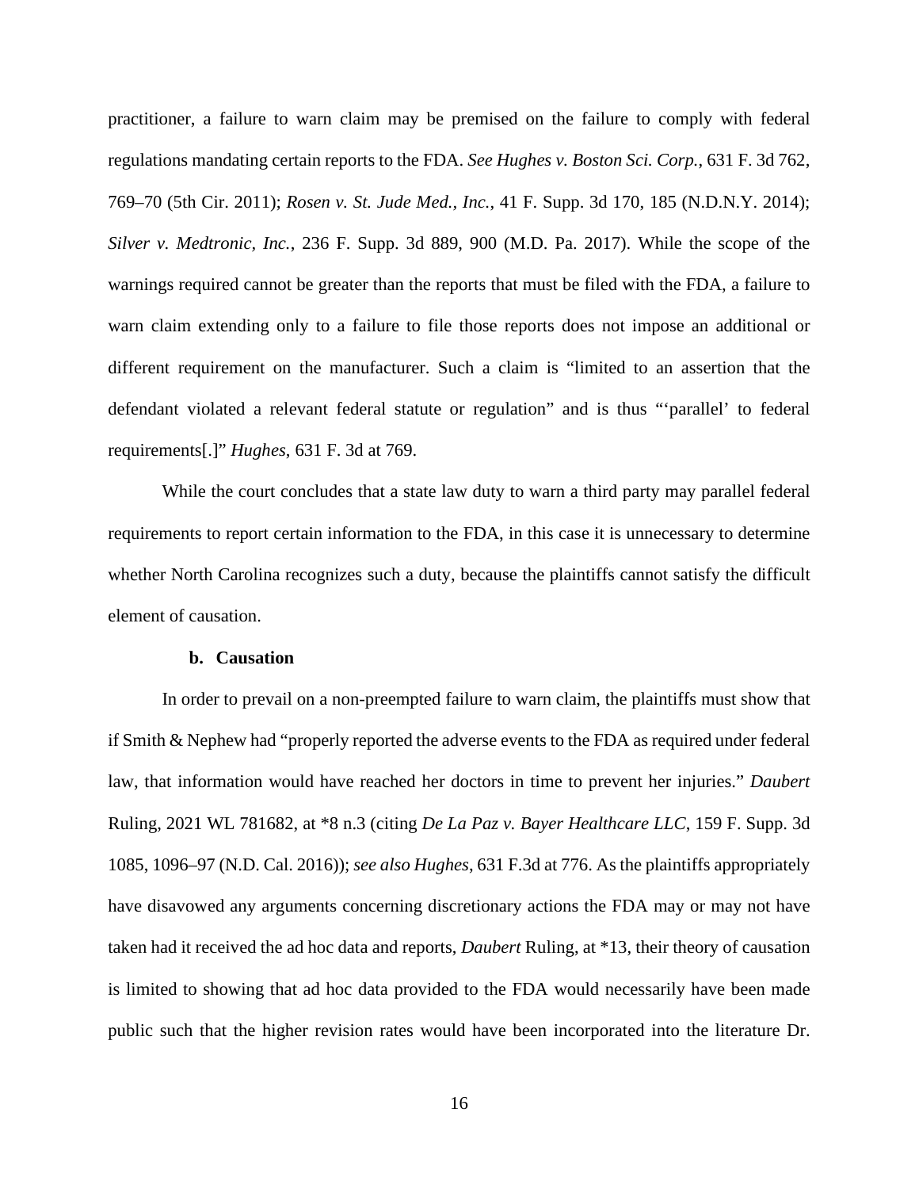practitioner, a failure to warn claim may be premised on the failure to comply with federal regulations mandating certain reports to the FDA. *See Hughes v. Boston Sci. Corp.*, 631 F. 3d 762, 769–70 (5th Cir. 2011); *Rosen v. St. Jude Med., Inc.*, 41 F. Supp. 3d 170, 185 (N.D.N.Y. 2014); *Silver v. Medtronic, Inc.*, 236 F. Supp. 3d 889, 900 (M.D. Pa. 2017). While the scope of the warnings required cannot be greater than the reports that must be filed with the FDA, a failure to warn claim extending only to a failure to file those reports does not impose an additional or different requirement on the manufacturer. Such a claim is "limited to an assertion that the defendant violated a relevant federal statute or regulation" and is thus "'parallel' to federal requirements[.]" *Hughes*, 631 F. 3d at 769.

While the court concludes that a state law duty to warn a third party may parallel federal requirements to report certain information to the FDA, in this case it is unnecessary to determine whether North Carolina recognizes such a duty, because the plaintiffs cannot satisfy the difficult element of causation.

**b. Causation**

In order to prevail on a non-preempted failure to warn claim, the plaintiffs must show that if Smith & Nephew had "properly reported the adverse events to the FDA as required under federal law, that information would have reached her doctors in time to prevent her injuries." *Daubert* Ruling, 2021 WL 781682, at *8 n.3 (citing *De La Paz v. Bayer Healthcare LLC*, 159 F. Supp. 3d 1085, 1096–97 (N.D. Cal. 2016)); *see also Hughes*, 631 F.3d at 776. As the plaintiffs appropriately have disavowed any arguments concerning discretionary actions the FDA may or may not have taken had it received the ad hoc data and reports, *Daubert* Ruling, at *13, their theory of causation is limited to showing that ad hoc data provided to the FDA would necessarily have been made public such that the higher revision rates would have been incorporated into the literature Dr.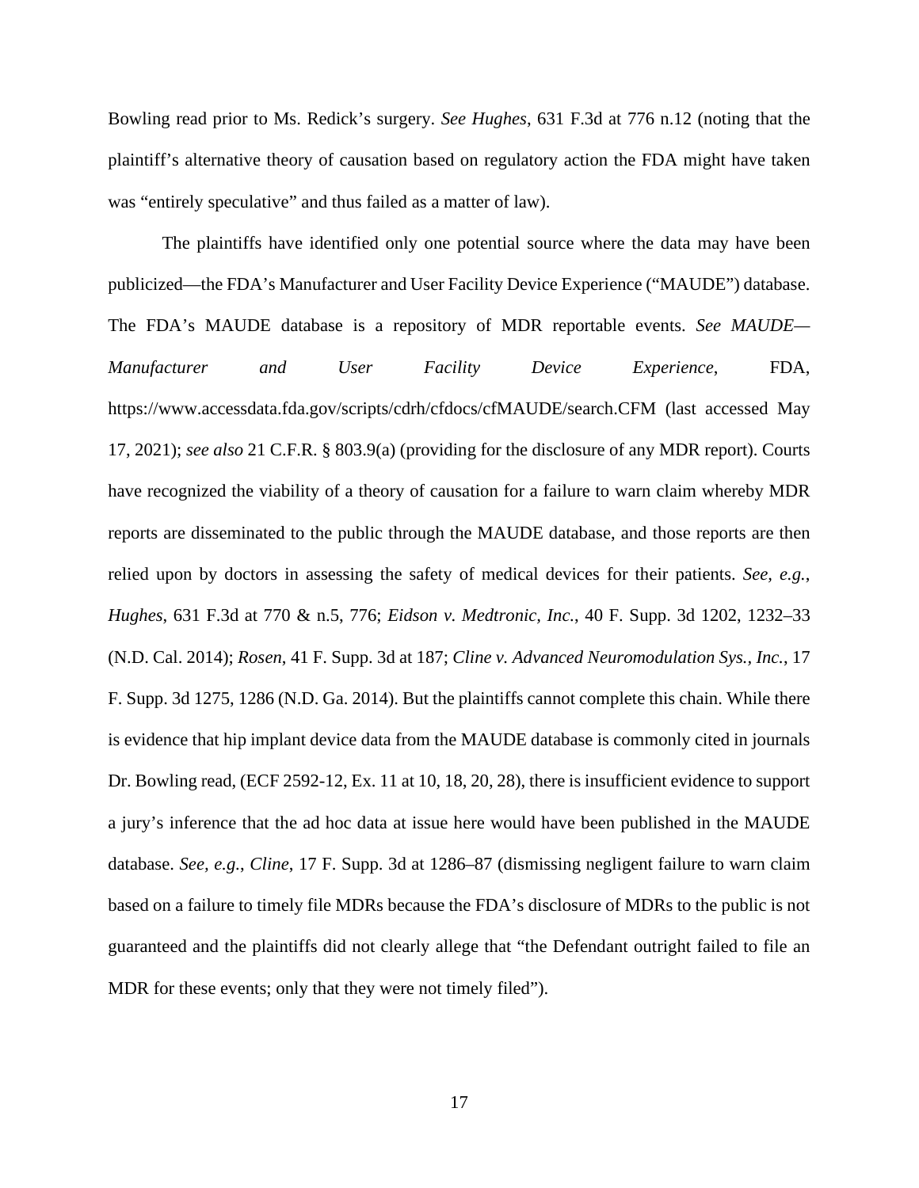Bowling read prior to Ms. Redick's surgery. *See Hughes*, 631 F.3d at 776 n.12 (noting that the plaintiff's alternative theory of causation based on regulatory action the FDA might have taken was "entirely speculative" and thus failed as a matter of law).

The plaintiffs have identified only one potential source where the data may have been publicized—the FDA's Manufacturer and User Facility Device Experience ("MAUDE") database. The FDA's MAUDE database is a repository of MDR reportable events. *See MAUDE—Manufacturer and User Facility Device Experience*, FDA, https://www.accessdata.fda.gov/scripts/cdrh/cfdocs/cfMAUDE/search.CFM (last accessed May 17, 2021); *see also* 21 C.F.R. § 803.9(a) (providing for the disclosure of any MDR report). Courts have recognized the viability of a theory of causation for a failure to warn claim whereby MDR reports are disseminated to the public through the MAUDE database, and those reports are then relied upon by doctors in assessing the safety of medical devices for their patients. *See, e.g.*, *Hughes*, 631 F.3d at 770 & n.5, 776; *Eidson v. Medtronic, Inc.*, 40 F. Supp. 3d 1202, 1232–33 (N.D. Cal. 2014); *Rosen*, 41 F. Supp. 3d at 187; *Cline v. Advanced Neuromodulation Sys., Inc.*, 17 F. Supp. 3d 1275, 1286 (N.D. Ga. 2014). But the plaintiffs cannot complete this chain. While there is evidence that hip implant device data from the MAUDE database is commonly cited in journals Dr. Bowling read, (ECF 2592-12, Ex. 11 at 10, 18, 20, 28), there is insufficient evidence to support a jury's inference that the ad hoc data at issue here would have been published in the MAUDE database. *See, e.g.*, *Cline*, 17 F. Supp. 3d at 1286–87 (dismissing negligent failure to warn claim based on a failure to timely file MDRs because the FDA's disclosure of MDRs to the public is not guaranteed and the plaintiffs did not clearly allege that "the Defendant outright failed to file an MDR for these events; only that they were not timely filed").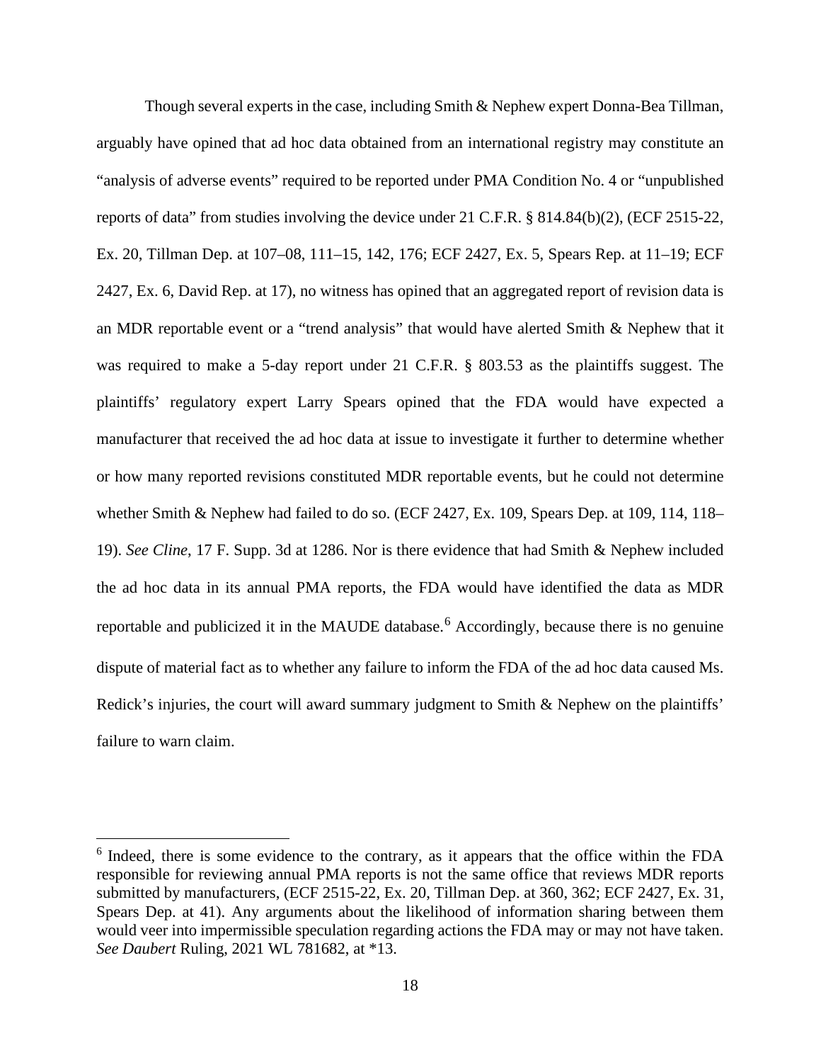Though several experts in the case, including Smith & Nephew expert Donna-Bea Tillman, arguably have opined that ad hoc data obtained from an international registry may constitute an "analysis of adverse events" required to be reported under PMA Condition No. 4 or "unpublished reports of data" from studies involving the device under 21 C.F.R. § 814.84(b)(2), (ECF 2515-22, Ex. 20, Tillman Dep. at 107–08, 111–15, 142, 176; ECF 2427, Ex. 5, Spears Rep. at 11–19; ECF 2427, Ex. 6, David Rep. at 17), no witness has opined that an aggregated report of revision data is an MDR reportable event or a "trend analysis" that would have alerted Smith & Nephew that it was required to make a 5-day report under 21 C.F.R. § 803.53 as the plaintiffs suggest. The plaintiffs' regulatory expert Larry Spears opined that the FDA would have expected a manufacturer that received the ad hoc data at issue to investigate it further to determine whether or how many reported revisions constituted MDR reportable events, but he could not determine whether Smith & Nephew had failed to do so. (ECF 2427, Ex. 109, Spears Dep. at 109, 114, 118–19). *See Cline*, 17 F. Supp. 3d at 1286. Nor is there evidence that had Smith & Nephew included the ad hoc data in its annual PMA reports, the FDA would have identified the data as MDR reportable and publicized it in the MAUDE database.[6] Accordingly, because there is no genuine dispute of material fact as to whether any failure to inform the FDA of the ad hoc data caused Ms. Redick's injuries, the court will award summary judgment to Smith & Nephew on the plaintiffs' failure to warn claim.

---

[6] Indeed, there is some evidence to the contrary, as it appears that the office within the FDA responsible for reviewing annual PMA reports is not the same office that reviews MDR reports submitted by manufacturers, (ECF 2515-22, Ex. 20, Tillman Dep. at 360, 362; ECF 2427, Ex. 31, Spears Dep. at 41). Any arguments about the likelihood of information sharing between them would veer into impermissible speculation regarding actions the FDA may or may not have taken. *See Daubert* Ruling, 2021 WL 781682, at *13.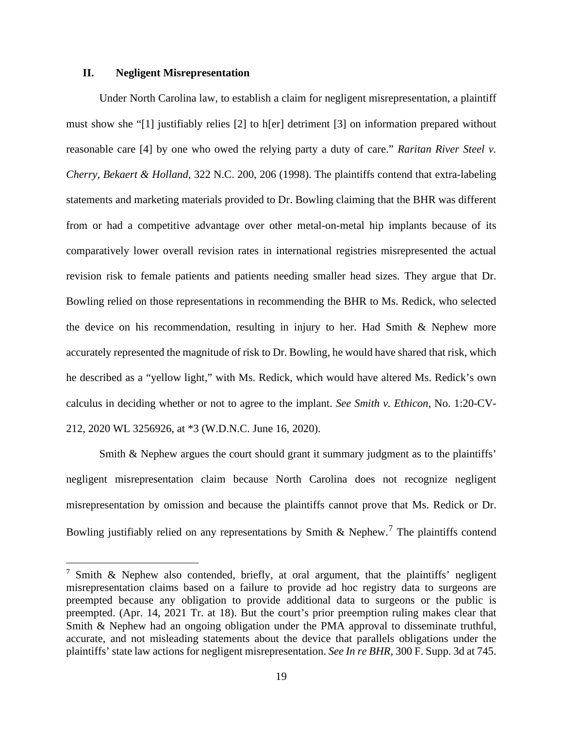## II. Negligent Misrepresentation

Under North Carolina law, to establish a claim for negligent misrepresentation, a plaintiff must show she "[1] justifiably relies [2] to h[er] detriment [3] on information prepared without reasonable care [4] by one who owed the relying party a duty of care." *Raritan River Steel v. Cherry, Bekaert & Holland*, 322 N.C. 200, 206 (1998). The plaintiffs contend that extra-labeling statements and marketing materials provided to Dr. Bowling claiming that the BHR was different from or had a competitive advantage over other metal-on-metal hip implants because of its comparatively lower overall revision rates in international registries misrepresented the actual revision risk to female patients and patients needing smaller head sizes. They argue that Dr. Bowling relied on those representations in recommending the BHR to Ms. Redick, who selected the device on his recommendation, resulting in injury to her. Had Smith & Nephew more accurately represented the magnitude of risk to Dr. Bowling, he would have shared that risk, which he described as a "yellow light," with Ms. Redick, which would have altered Ms. Redick's own calculus in deciding whether or not to agree to the implant. *See Smith v. Ethicon*, No. 1:20-CV-212, 2020 WL 3256926, at *3 (W.D.N.C. June 16, 2020).

Smith & Nephew argues the court should grant it summary judgment as to the plaintiffs' negligent misrepresentation claim because North Carolina does not recognize negligent misrepresentation by omission and because the plaintiffs cannot prove that Ms. Redick or Dr. Bowling justifiably relied on any representations by Smith & Nephew.[7] The plaintiffs contend

---

[7] Smith & Nephew also contended, briefly, at oral argument, that the plaintiffs' negligent misrepresentation claims based on a failure to provide ad hoc registry data to surgeons are preempted because any obligation to provide additional data to surgeons or the public is preempted. (Apr. 14, 2021 Tr. at 18). But the court's prior preemption ruling makes clear that Smith & Nephew had an ongoing obligation under the PMA approval to disseminate truthful, accurate, and not misleading statements about the device that parallels obligations under the plaintiffs' state law actions for negligent misrepresentation. *See In re BHR*, 300 F. Supp. 3d at 745.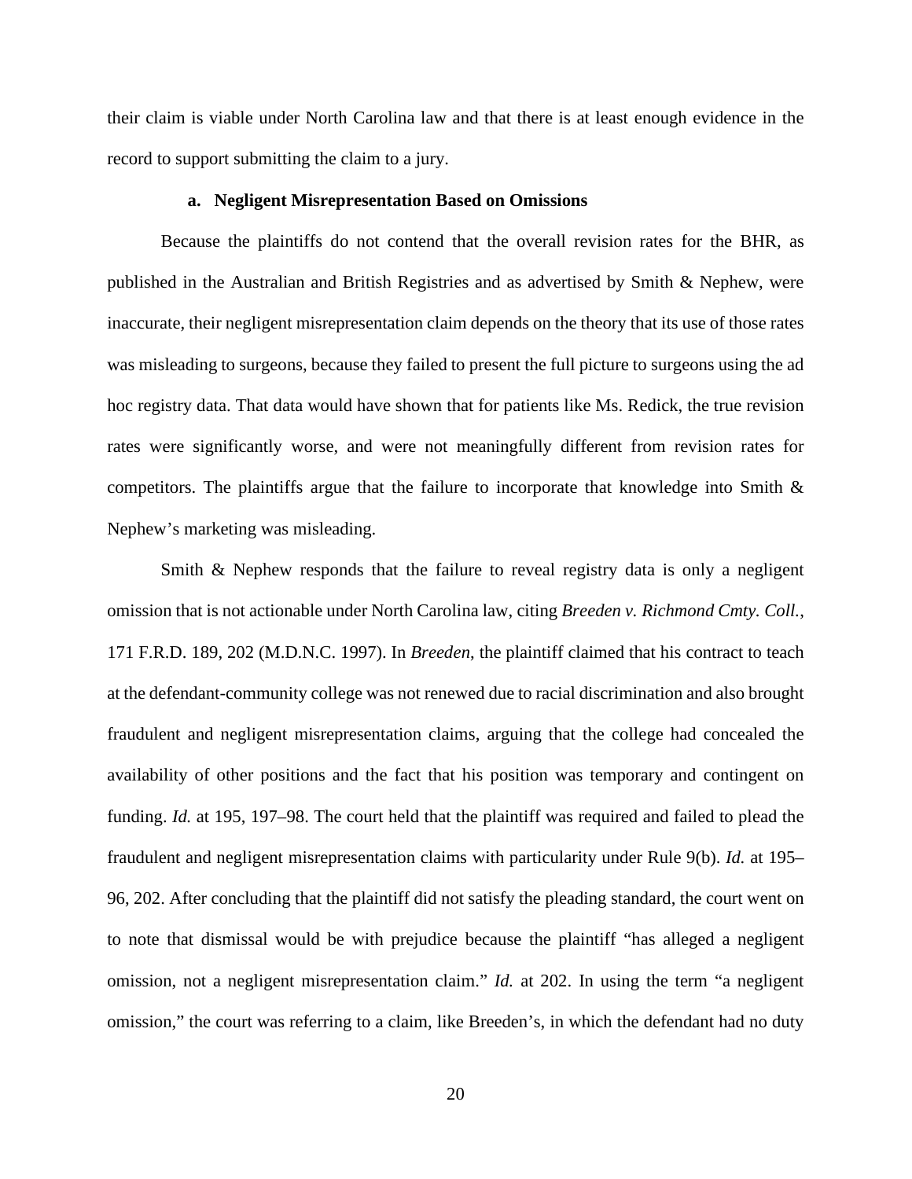their claim is viable under North Carolina law and that there is at least enough evidence in the record to support submitting the claim to a jury.

### a. Negligent Misrepresentation Based on Omissions

Because the plaintiffs do not contend that the overall revision rates for the BHR, as published in the Australian and British Registries and as advertised by Smith & Nephew, were inaccurate, their negligent misrepresentation claim depends on the theory that its use of those rates was misleading to surgeons, because they failed to present the full picture to surgeons using the ad hoc registry data. That data would have shown that for patients like Ms. Redick, the true revision rates were significantly worse, and were not meaningfully different from revision rates for competitors. The plaintiffs argue that the failure to incorporate that knowledge into Smith & Nephew's marketing was misleading.

Smith & Nephew responds that the failure to reveal registry data is only a negligent omission that is not actionable under North Carolina law, citing *Breeden v. Richmond Cmty. Coll.*, 171 F.R.D. 189, 202 (M.D.N.C. 1997). In *Breeden*, the plaintiff claimed that his contract to teach at the defendant-community college was not renewed due to racial discrimination and also brought fraudulent and negligent misrepresentation claims, arguing that the college had concealed the availability of other positions and the fact that his position was temporary and contingent on funding. *Id.* at 195, 197–98. The court held that the plaintiff was required and failed to plead the fraudulent and negligent misrepresentation claims with particularity under Rule 9(b). *Id.* at 195–96, 202. After concluding that the plaintiff did not satisfy the pleading standard, the court went on to note that dismissal would be with prejudice because the plaintiff "has alleged a negligent omission, not a negligent misrepresentation claim." *Id.* at 202. In using the term "a negligent omission," the court was referring to a claim, like Breeden's, in which the defendant had no duty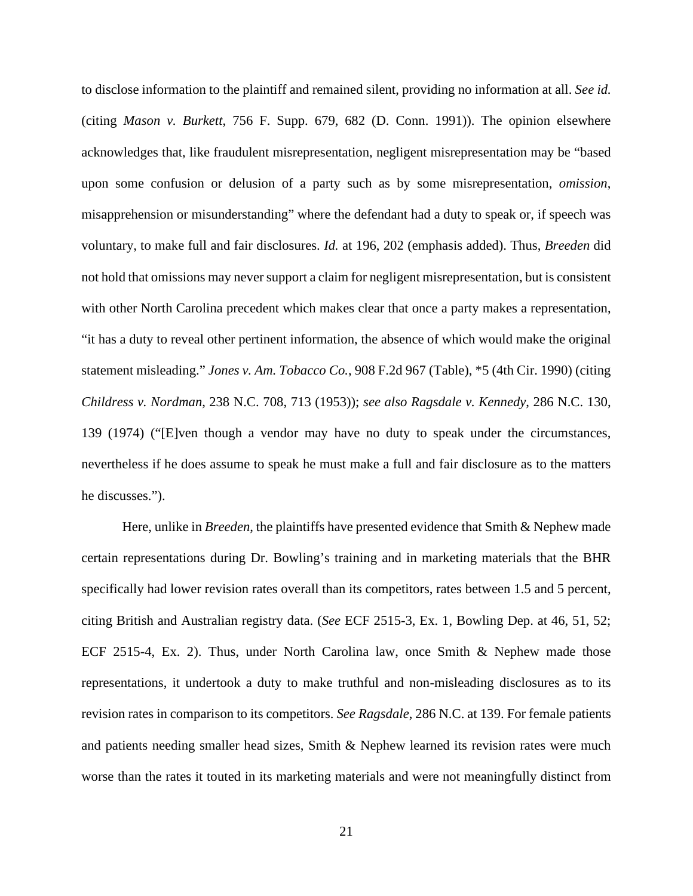to disclose information to the plaintiff and remained silent, providing no information at all. *See id.* (citing *Mason v. Burkett*, 756 F. Supp. 679, 682 (D. Conn. 1991)). The opinion elsewhere acknowledges that, like fraudulent misrepresentation, negligent misrepresentation may be "based upon some confusion or delusion of a party such as by some misrepresentation, *omission*, misapprehension or misunderstanding" where the defendant had a duty to speak or, if speech was voluntary, to make full and fair disclosures. *Id.* at 196, 202 (emphasis added). Thus, *Breeden* did not hold that omissions may never support a claim for negligent misrepresentation, but is consistent with other North Carolina precedent which makes clear that once a party makes a representation, "it has a duty to reveal other pertinent information, the absence of which would make the original statement misleading." *Jones v. Am. Tobacco Co.*, 908 F.2d 967 (Table), *5 (4th Cir. 1990) (citing *Childress v. Nordman*, 238 N.C. 708, 713 (1953)); *see also Ragsdale v. Kennedy*, 286 N.C. 130, 139 (1974) ("[E]ven though a vendor may have no duty to speak under the circumstances, nevertheless if he does assume to speak he must make a full and fair disclosure as to the matters he discusses.").

Here, unlike in *Breeden*, the plaintiffs have presented evidence that Smith & Nephew made certain representations during Dr. Bowling's training and in marketing materials that the BHR specifically had lower revision rates overall than its competitors, rates between 1.5 and 5 percent, citing British and Australian registry data. (*See* ECF 2515-3, Ex. 1, Bowling Dep. at 46, 51, 52; ECF 2515-4, Ex. 2). Thus, under North Carolina law, once Smith & Nephew made those representations, it undertook a duty to make truthful and non-misleading disclosures as to its revision rates in comparison to its competitors. *See Ragsdale*, 286 N.C. at 139. For female patients and patients needing smaller head sizes, Smith & Nephew learned its revision rates were much worse than the rates it touted in its marketing materials and were not meaningfully distinct from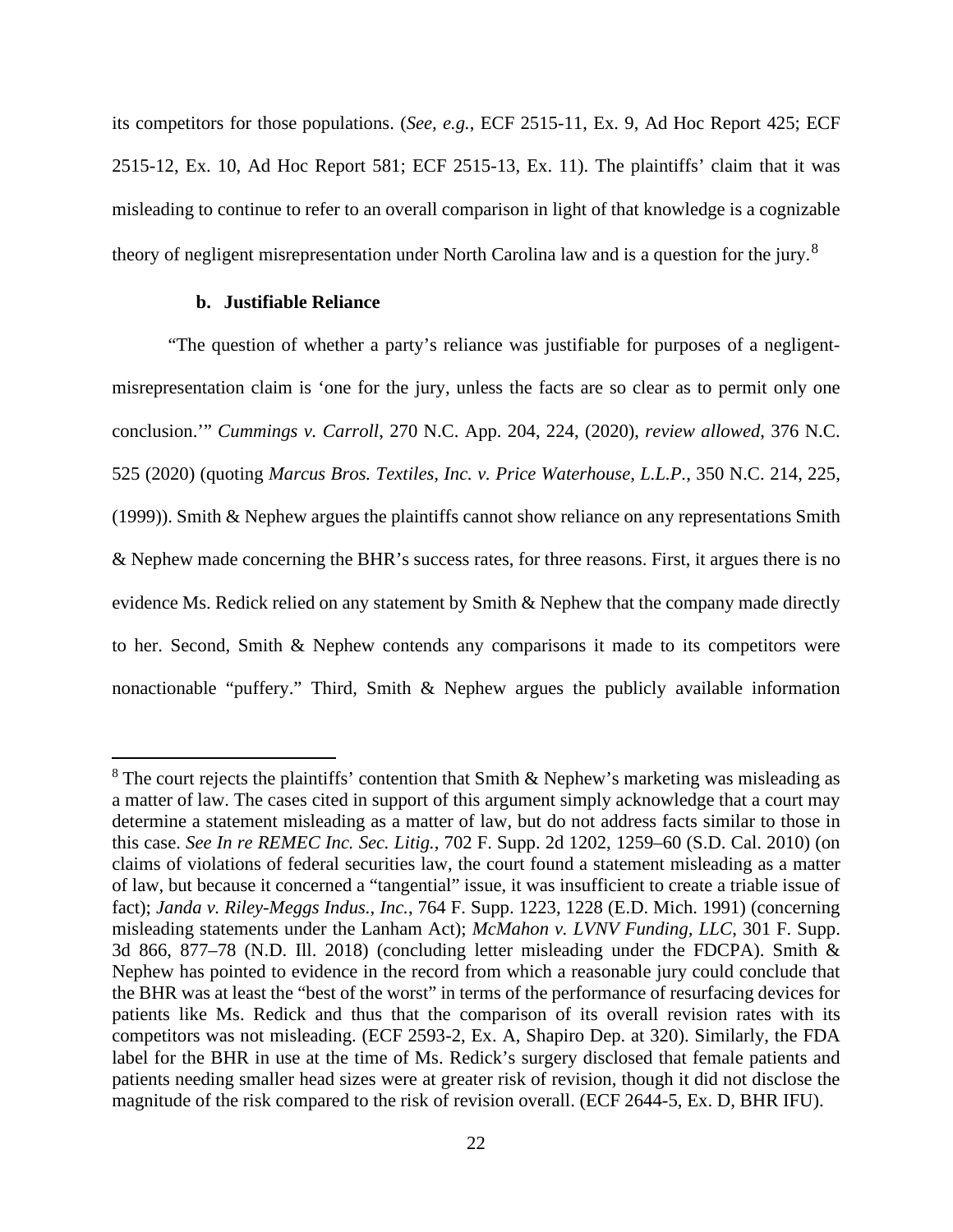its competitors for those populations. (*See, e.g.*, ECF 2515-11, Ex. 9, Ad Hoc Report 425; ECF 2515-12, Ex. 10, Ad Hoc Report 581; ECF 2515-13, Ex. 11). The plaintiffs' claim that it was misleading to continue to refer to an overall comparison in light of that knowledge is a cognizable theory of negligent misrepresentation under North Carolina law and is a question for the jury.[8]

#### b. Justifiable Reliance

"The question of whether a party's reliance was justifiable for purposes of a negligent-misrepresentation claim is 'one for the jury, unless the facts are so clear as to permit only one conclusion.'" *Cummings v. Carroll*, 270 N.C. App. 204, 224, (2020), *review allowed*, 376 N.C. 525 (2020) (quoting *Marcus Bros. Textiles, Inc. v. Price Waterhouse, L.L.P.*, 350 N.C. 214, 225, (1999)). Smith & Nephew argues the plaintiffs cannot show reliance on any representations Smith & Nephew made concerning the BHR's success rates, for three reasons. First, it argues there is no evidence Ms. Redick relied on any statement by Smith & Nephew that the company made directly to her. Second, Smith & Nephew contends any comparisons it made to its competitors were nonactionable "puffery." Third, Smith & Nephew argues the publicly available information

[8] The court rejects the plaintiffs' contention that Smith & Nephew's marketing was misleading as a matter of law. The cases cited in support of this argument simply acknowledge that a court may determine a statement misleading as a matter of law, but do not address facts similar to those in this case. *See In re REMEC Inc. Sec. Litig.*, 702 F. Supp. 2d 1202, 1259–60 (S.D. Cal. 2010) (on claims of violations of federal securities law, the court found a statement misleading as a matter of law, but because it concerned a "tangential" issue, it was insufficient to create a triable issue of fact); *Janda v. Riley-Meggs Indus., Inc.*, 764 F. Supp. 1223, 1228 (E.D. Mich. 1991) (concerning misleading statements under the Lanham Act); *McMahon v. LVNV Funding, LLC*, 301 F. Supp. 3d 866, 877–78 (N.D. Ill. 2018) (concluding letter misleading under the FDCPA). Smith & Nephew has pointed to evidence in the record from which a reasonable jury could conclude that the BHR was at least the "best of the worst" in terms of the performance of resurfacing devices for patients like Ms. Redick and thus that the comparison of its overall revision rates with its competitors was not misleading. (ECF 2593-2, Ex. A, Shapiro Dep. at 320). Similarly, the FDA label for the BHR in use at the time of Ms. Redick's surgery disclosed that female patients and patients needing smaller head sizes were at greater risk of revision, though it did not disclose the magnitude of the risk compared to the risk of revision overall. (ECF 2644-5, Ex. D, BHR IFU).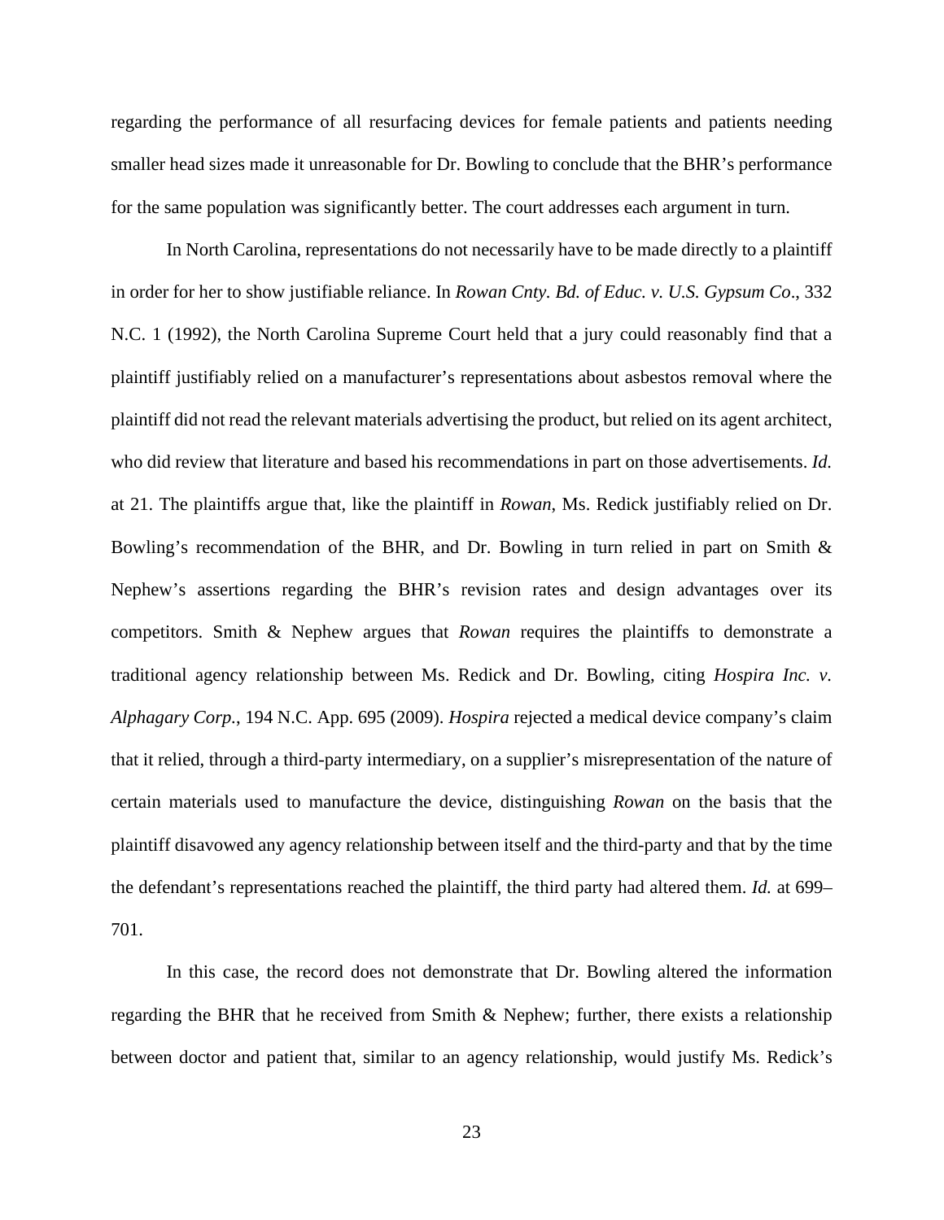regarding the performance of all resurfacing devices for female patients and patients needing smaller head sizes made it unreasonable for Dr. Bowling to conclude that the BHR's performance for the same population was significantly better. The court addresses each argument in turn.

In North Carolina, representations do not necessarily have to be made directly to a plaintiff in order for her to show justifiable reliance. In *Rowan Cnty. Bd. of Educ. v. U.S. Gypsum Co*., 332 N.C. 1 (1992), the North Carolina Supreme Court held that a jury could reasonably find that a plaintiff justifiably relied on a manufacturer's representations about asbestos removal where the plaintiff did not read the relevant materials advertising the product, but relied on its agent architect, who did review that literature and based his recommendations in part on those advertisements. *Id.* at 21. The plaintiffs argue that, like the plaintiff in *Rowan*, Ms. Redick justifiably relied on Dr. Bowling's recommendation of the BHR, and Dr. Bowling in turn relied in part on Smith & Nephew's assertions regarding the BHR's revision rates and design advantages over its competitors. Smith & Nephew argues that *Rowan* requires the plaintiffs to demonstrate a traditional agency relationship between Ms. Redick and Dr. Bowling, citing *Hospira Inc. v. Alphagary Corp.*, 194 N.C. App. 695 (2009). *Hospira* rejected a medical device company's claim that it relied, through a third-party intermediary, on a supplier's misrepresentation of the nature of certain materials used to manufacture the device, distinguishing *Rowan* on the basis that the plaintiff disavowed any agency relationship between itself and the third-party and that by the time the defendant's representations reached the plaintiff, the third party had altered them. *Id.* at 699–701.

In this case, the record does not demonstrate that Dr. Bowling altered the information regarding the BHR that he received from Smith & Nephew; further, there exists a relationship between doctor and patient that, similar to an agency relationship, would justify Ms. Redick's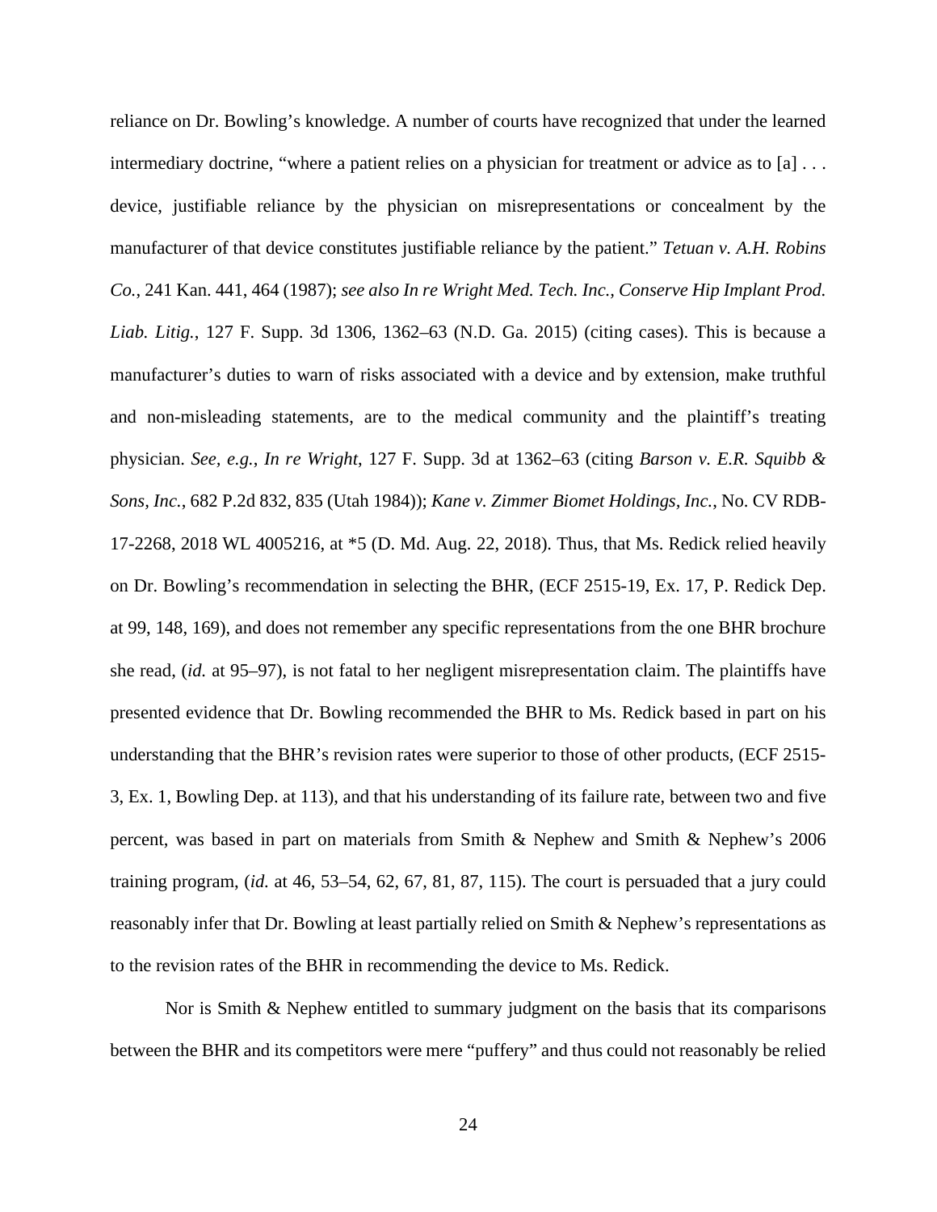reliance on Dr. Bowling's knowledge. A number of courts have recognized that under the learned intermediary doctrine, "where a patient relies on a physician for treatment or advice as to [a] . . . device, justifiable reliance by the physician on misrepresentations or concealment by the manufacturer of that device constitutes justifiable reliance by the patient." *Tetuan v. A.H. Robins Co.*, 241 Kan. 441, 464 (1987); *see also In re Wright Med. Tech. Inc., Conserve Hip Implant Prod. Liab. Litig.*, 127 F. Supp. 3d 1306, 1362–63 (N.D. Ga. 2015) (citing cases). This is because a manufacturer's duties to warn of risks associated with a device and by extension, make truthful and non-misleading statements, are to the medical community and the plaintiff's treating physician. *See, e.g.*, *In re Wright*, 127 F. Supp. 3d at 1362–63 (citing *Barson v. E.R. Squibb & Sons, Inc.*, 682 P.2d 832, 835 (Utah 1984)); *Kane v. Zimmer Biomet Holdings, Inc.*, No. CV RDB-17-2268, 2018 WL 4005216, at *5 (D. Md. Aug. 22, 2018). Thus, that Ms. Redick relied heavily on Dr. Bowling's recommendation in selecting the BHR, (ECF 2515-19, Ex. 17, P. Redick Dep. at 99, 148, 169), and does not remember any specific representations from the one BHR brochure she read, (*id.* at 95–97), is not fatal to her negligent misrepresentation claim. The plaintiffs have presented evidence that Dr. Bowling recommended the BHR to Ms. Redick based in part on his understanding that the BHR's revision rates were superior to those of other products, (ECF 2515-3, Ex. 1, Bowling Dep. at 113), and that his understanding of its failure rate, between two and five percent, was based in part on materials from Smith & Nephew and Smith & Nephew's 2006 training program, (*id.* at 46, 53–54, 62, 67, 81, 87, 115). The court is persuaded that a jury could reasonably infer that Dr. Bowling at least partially relied on Smith & Nephew's representations as to the revision rates of the BHR in recommending the device to Ms. Redick.

Nor is Smith & Nephew entitled to summary judgment on the basis that its comparisons between the BHR and its competitors were mere "puffery" and thus could not reasonably be relied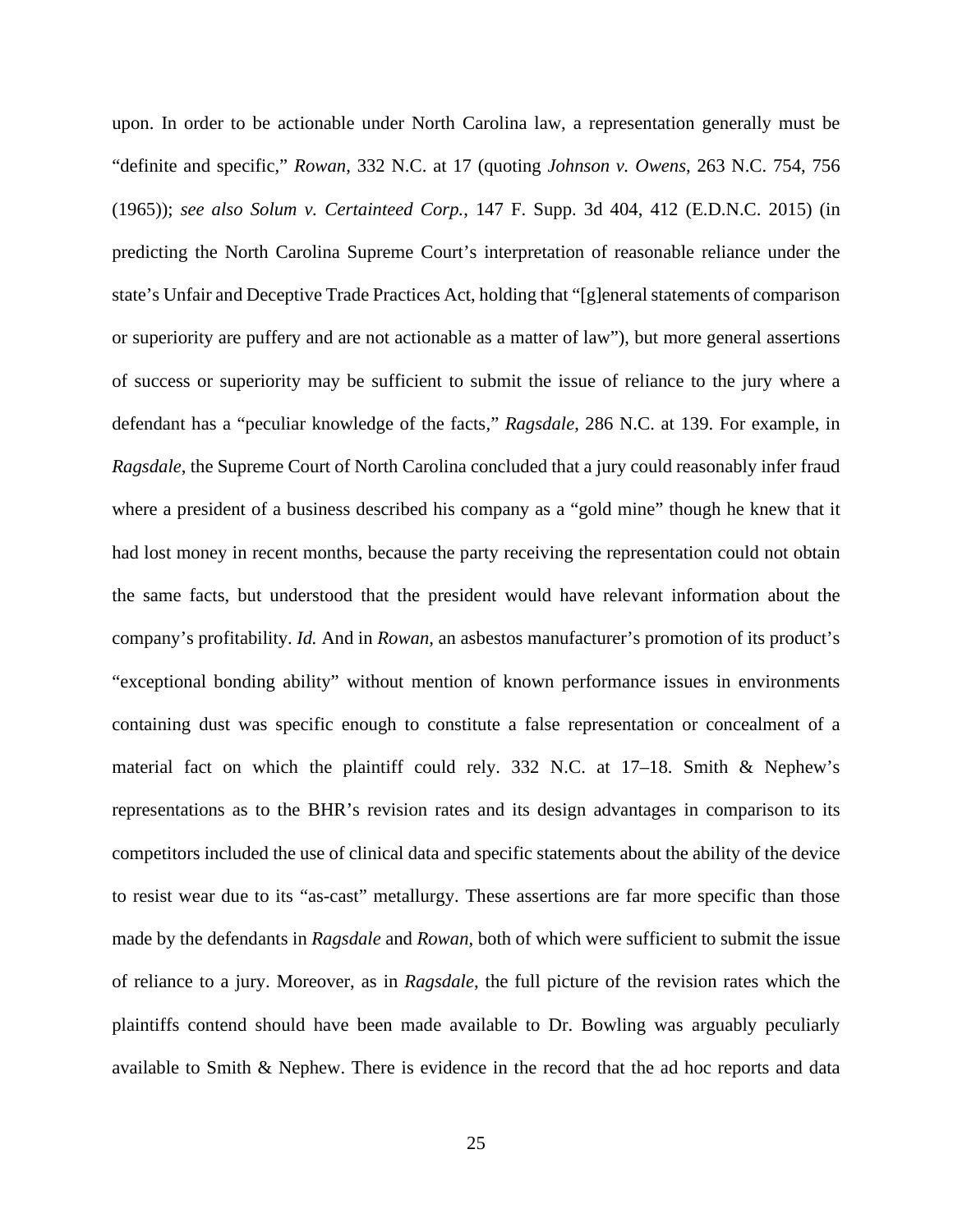upon. In order to be actionable under North Carolina law, a representation generally must be "definite and specific," *Rowan*, 332 N.C. at 17 (quoting *Johnson v. Owens*, 263 N.C. 754, 756 (1965)); *see also Solum v. Certainteed Corp.*, 147 F. Supp. 3d 404, 412 (E.D.N.C. 2015) (in predicting the North Carolina Supreme Court's interpretation of reasonable reliance under the state's Unfair and Deceptive Trade Practices Act, holding that "[g]eneral statements of comparison or superiority are puffery and are not actionable as a matter of law"), but more general assertions of success or superiority may be sufficient to submit the issue of reliance to the jury where a defendant has a "peculiar knowledge of the facts," *Ragsdale*, 286 N.C. at 139. For example, in *Ragsdale*, the Supreme Court of North Carolina concluded that a jury could reasonably infer fraud where a president of a business described his company as a "gold mine" though he knew that it had lost money in recent months, because the party receiving the representation could not obtain the same facts, but understood that the president would have relevant information about the company's profitability. *Id.* And in *Rowan*, an asbestos manufacturer's promotion of its product's "exceptional bonding ability" without mention of known performance issues in environments containing dust was specific enough to constitute a false representation or concealment of a material fact on which the plaintiff could rely. 332 N.C. at 17–18. Smith & Nephew's representations as to the BHR's revision rates and its design advantages in comparison to its competitors included the use of clinical data and specific statements about the ability of the device to resist wear due to its "as-cast" metallurgy. These assertions are far more specific than those made by the defendants in *Ragsdale* and *Rowan*, both of which were sufficient to submit the issue of reliance to a jury. Moreover, as in *Ragsdale*, the full picture of the revision rates which the plaintiffs contend should have been made available to Dr. Bowling was arguably peculiarly available to Smith & Nephew. There is evidence in the record that the ad hoc reports and data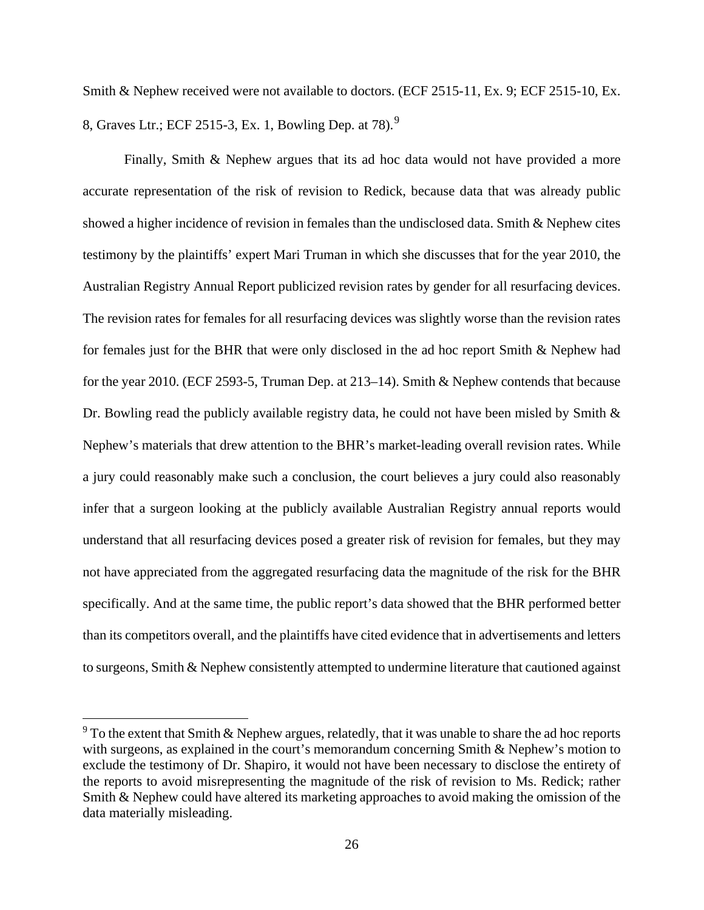Smith & Nephew received were not available to doctors. (ECF 2515-11, Ex. 9; ECF 2515-10, Ex. 8, Graves Ltr.; ECF 2515-3, Ex. 1, Bowling Dep. at 78).[9]

Finally, Smith & Nephew argues that its ad hoc data would not have provided a more accurate representation of the risk of revision to Redick, because data that was already public showed a higher incidence of revision in females than the undisclosed data. Smith & Nephew cites testimony by the plaintiffs' expert Mari Truman in which she discusses that for the year 2010, the Australian Registry Annual Report publicized revision rates by gender for all resurfacing devices. The revision rates for females for all resurfacing devices was slightly worse than the revision rates for females just for the BHR that were only disclosed in the ad hoc report Smith & Nephew had for the year 2010. (ECF 2593-5, Truman Dep. at 213–14). Smith & Nephew contends that because Dr. Bowling read the publicly available registry data, he could not have been misled by Smith & Nephew's materials that drew attention to the BHR's market-leading overall revision rates. While a jury could reasonably make such a conclusion, the court believes a jury could also reasonably infer that a surgeon looking at the publicly available Australian Registry annual reports would understand that all resurfacing devices posed a greater risk of revision for females, but they may not have appreciated from the aggregated resurfacing data the magnitude of the risk for the BHR specifically. And at the same time, the public report's data showed that the BHR performed better than its competitors overall, and the plaintiffs have cited evidence that in advertisements and letters to surgeons, Smith & Nephew consistently attempted to undermine literature that cautioned against

[9] To the extent that Smith & Nephew argues, relatedly, that it was unable to share the ad hoc reports with surgeons, as explained in the court's memorandum concerning Smith & Nephew's motion to exclude the testimony of Dr. Shapiro, it would not have been necessary to disclose the entirety of the reports to avoid misrepresenting the magnitude of the risk of revision to Ms. Redick; rather Smith & Nephew could have altered its marketing approaches to avoid making the omission of the data materially misleading.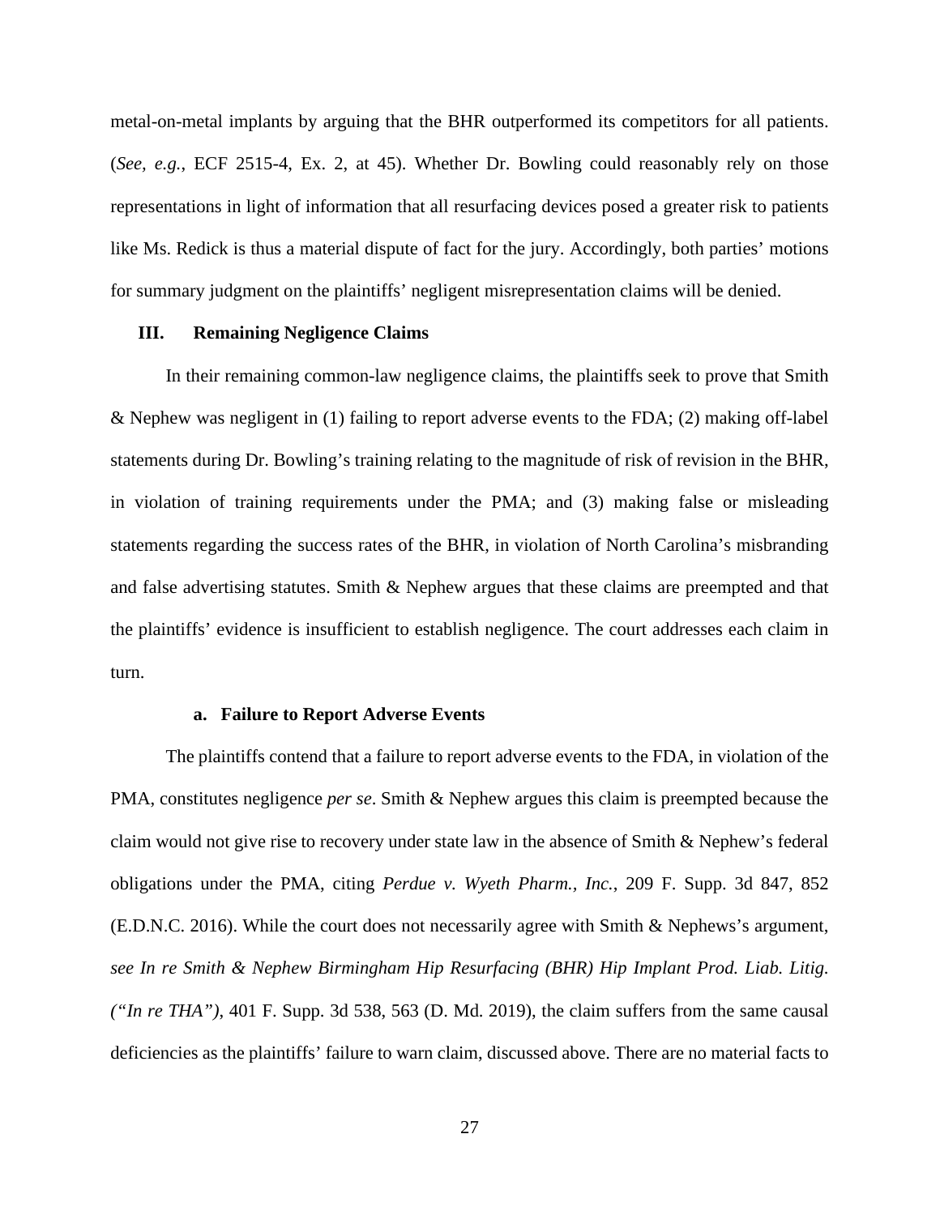metal-on-metal implants by arguing that the BHR outperformed its competitors for all patients. (*See, e.g.*, ECF 2515-4, Ex. 2, at 45). Whether Dr. Bowling could reasonably rely on those representations in light of information that all resurfacing devices posed a greater risk to patients like Ms. Redick is thus a material dispute of fact for the jury. Accordingly, both parties' motions for summary judgment on the plaintiffs' negligent misrepresentation claims will be denied.

## III. Remaining Negligence Claims

In their remaining common-law negligence claims, the plaintiffs seek to prove that Smith & Nephew was negligent in (1) failing to report adverse events to the FDA; (2) making off-label statements during Dr. Bowling's training relating to the magnitude of risk of revision in the BHR, in violation of training requirements under the PMA; and (3) making false or misleading statements regarding the success rates of the BHR, in violation of North Carolina's misbranding and false advertising statutes. Smith & Nephew argues that these claims are preempted and that the plaintiffs' evidence is insufficient to establish negligence. The court addresses each claim in turn.

### a. Failure to Report Adverse Events

The plaintiffs contend that a failure to report adverse events to the FDA, in violation of the PMA, constitutes negligence *per se*. Smith & Nephew argues this claim is preempted because the claim would not give rise to recovery under state law in the absence of Smith & Nephew's federal obligations under the PMA, citing *Perdue v. Wyeth Pharm., Inc.*, 209 F. Supp. 3d 847, 852 (E.D.N.C. 2016). While the court does not necessarily agree with Smith & Nephews's argument, *see In re Smith & Nephew Birmingham Hip Resurfacing (BHR) Hip Implant Prod. Liab. Litig. ("In re THA")*, 401 F. Supp. 3d 538, 563 (D. Md. 2019), the claim suffers from the same causal deficiencies as the plaintiffs' failure to warn claim, discussed above. There are no material facts to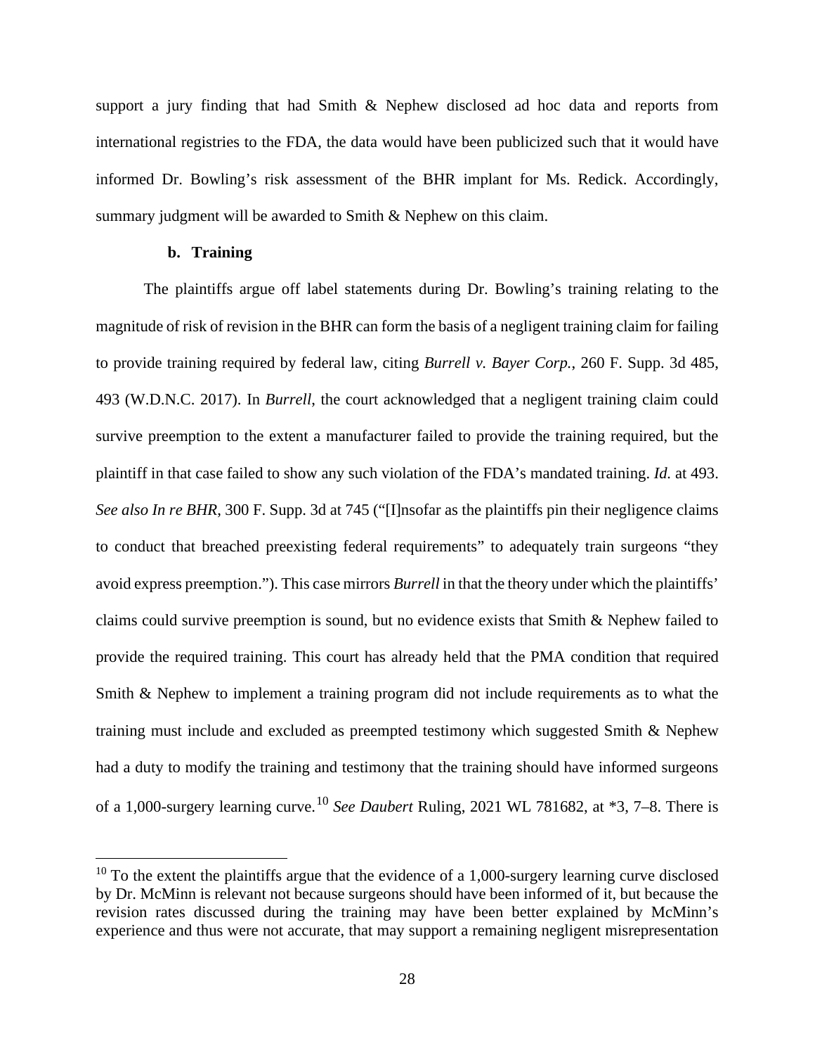support a jury finding that had Smith & Nephew disclosed ad hoc data and reports from international registries to the FDA, the data would have been publicized such that it would have informed Dr. Bowling's risk assessment of the BHR implant for Ms. Redick. Accordingly, summary judgment will be awarded to Smith & Nephew on this claim.

**b. Training**

The plaintiffs argue off label statements during Dr. Bowling's training relating to the magnitude of risk of revision in the BHR can form the basis of a negligent training claim for failing to provide training required by federal law, citing *Burrell v. Bayer Corp.*, 260 F. Supp. 3d 485, 493 (W.D.N.C. 2017). In *Burrell*, the court acknowledged that a negligent training claim could survive preemption to the extent a manufacturer failed to provide the training required, but the plaintiff in that case failed to show any such violation of the FDA's mandated training. *Id.* at 493. *See also In re BHR*, 300 F. Supp. 3d at 745 ("[I]nsofar as the plaintiffs pin their negligence claims to conduct that breached preexisting federal requirements" to adequately train surgeons "they avoid express preemption."). This case mirrors *Burrell* in that the theory under which the plaintiffs' claims could survive preemption is sound, but no evidence exists that Smith & Nephew failed to provide the required training. This court has already held that the PMA condition that required Smith & Nephew to implement a training program did not include requirements as to what the training must include and excluded as preempted testimony which suggested Smith & Nephew had a duty to modify the training and testimony that the training should have informed surgeons of a 1,000-surgery learning curve.[10] *See Daubert* Ruling, 2021 WL 781682, at *3, 7–8. There is

[10] To the extent the plaintiffs argue that the evidence of a 1,000-surgery learning curve disclosed by Dr. McMinn is relevant not because surgeons should have been informed of it, but because the revision rates discussed during the training may have been better explained by McMinn's experience and thus were not accurate, that may support a remaining negligent misrepresentation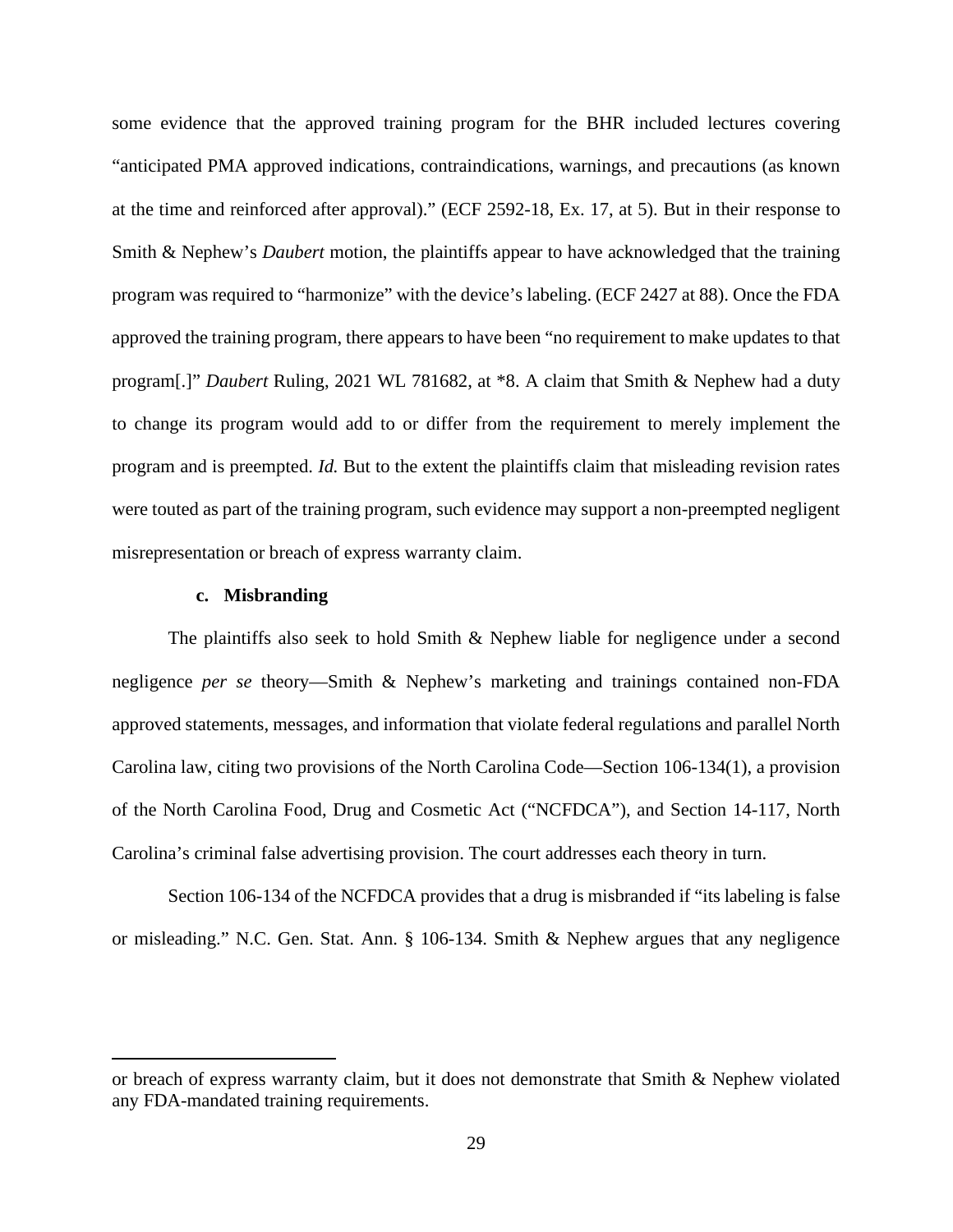some evidence that the approved training program for the BHR included lectures covering "anticipated PMA approved indications, contraindications, warnings, and precautions (as known at the time and reinforced after approval)." (ECF 2592-18, Ex. 17, at 5). But in their response to Smith & Nephew's *Daubert* motion, the plaintiffs appear to have acknowledged that the training program was required to "harmonize" with the device's labeling. (ECF 2427 at 88). Once the FDA approved the training program, there appears to have been "no requirement to make updates to that program[.]" *Daubert* Ruling, 2021 WL 781682, at *8. A claim that Smith & Nephew had a duty to change its program would add to or differ from the requirement to merely implement the program and is preempted. *Id.* But to the extent the plaintiffs claim that misleading revision rates were touted as part of the training program, such evidence may support a non-preempted negligent misrepresentation or breach of express warranty claim.

#### c. Misbranding

The plaintiffs also seek to hold Smith & Nephew liable for negligence under a second negligence *per se* theory—Smith & Nephew's marketing and trainings contained non-FDA approved statements, messages, and information that violate federal regulations and parallel North Carolina law, citing two provisions of the North Carolina Code—Section 106-134(1), a provision of the North Carolina Food, Drug and Cosmetic Act ("NCFDCA"), and Section 14-117, North Carolina's criminal false advertising provision. The court addresses each theory in turn.

Section 106-134 of the NCFDCA provides that a drug is misbranded if "its labeling is false or misleading." N.C. Gen. Stat. Ann. § 106-134. Smith & Nephew argues that any negligence

---

or breach of express warranty claim, but it does not demonstrate that Smith & Nephew violated any FDA-mandated training requirements.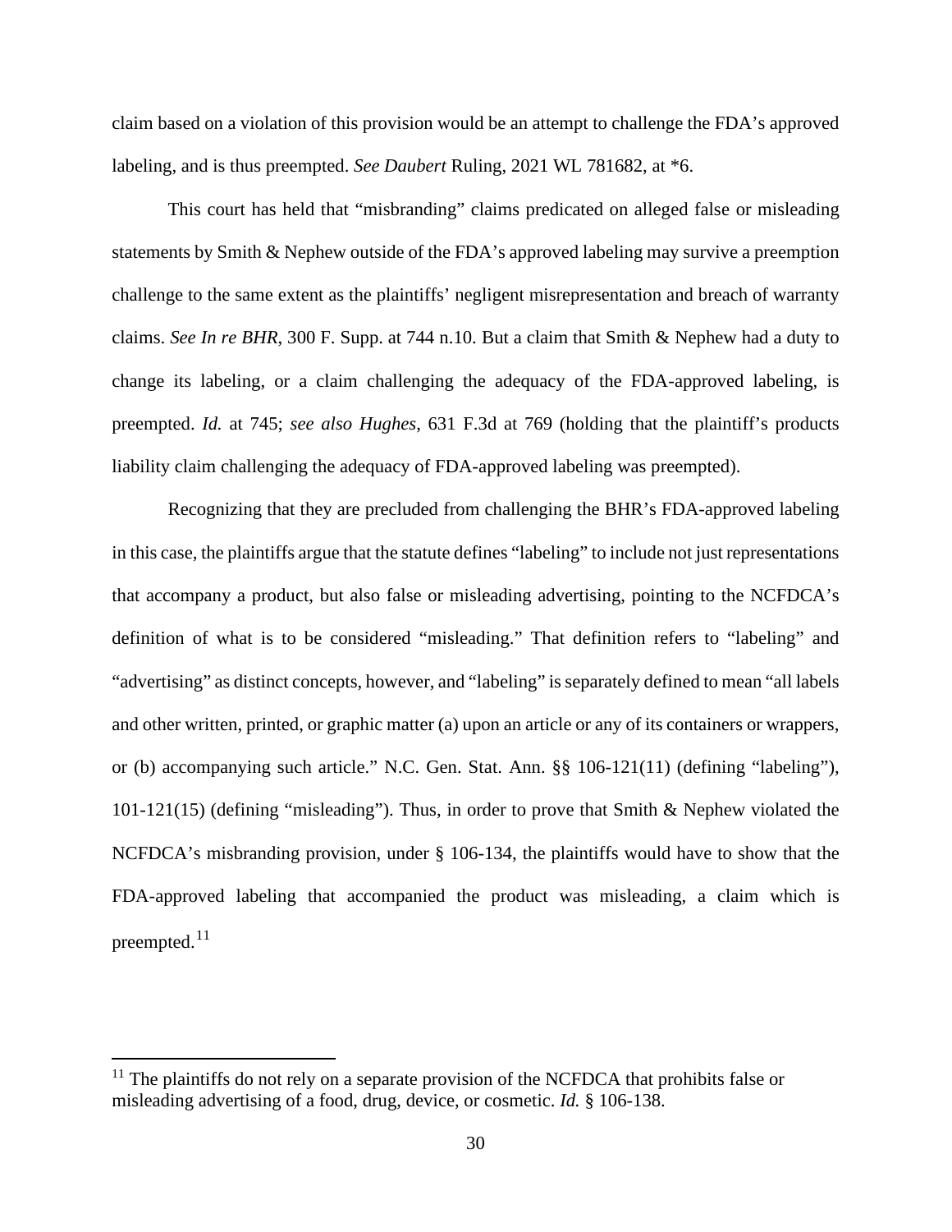claim based on a violation of this provision would be an attempt to challenge the FDA's approved labeling, and is thus preempted. *See Daubert* Ruling, 2021 WL 781682, at *6.

This court has held that "misbranding" claims predicated on alleged false or misleading statements by Smith & Nephew outside of the FDA's approved labeling may survive a preemption challenge to the same extent as the plaintiffs' negligent misrepresentation and breach of warranty claims. *See In re BHR*, 300 F. Supp. at 744 n.10. But a claim that Smith & Nephew had a duty to change its labeling, or a claim challenging the adequacy of the FDA-approved labeling, is preempted. *Id.* at 745; *see also Hughes*, 631 F.3d at 769 (holding that the plaintiff's products liability claim challenging the adequacy of FDA-approved labeling was preempted).

Recognizing that they are precluded from challenging the BHR's FDA-approved labeling in this case, the plaintiffs argue that the statute defines "labeling" to include not just representations that accompany a product, but also false or misleading advertising, pointing to the NCFDCA's definition of what is to be considered "misleading." That definition refers to "labeling" and "advertising" as distinct concepts, however, and "labeling" is separately defined to mean "all labels and other written, printed, or graphic matter (a) upon an article or any of its containers or wrappers, or (b) accompanying such article." N.C. Gen. Stat. Ann. §§ 106-121(11) (defining "labeling"), 101-121(15) (defining "misleading"). Thus, in order to prove that Smith & Nephew violated the NCFDCA's misbranding provision, under § 106-134, the plaintiffs would have to show that the FDA-approved labeling that accompanied the product was misleading, a claim which is preempted.[11]

[11] The plaintiffs do not rely on a separate provision of the NCFDCA that prohibits false or misleading advertising of a food, drug, device, or cosmetic. *Id.* § 106-138.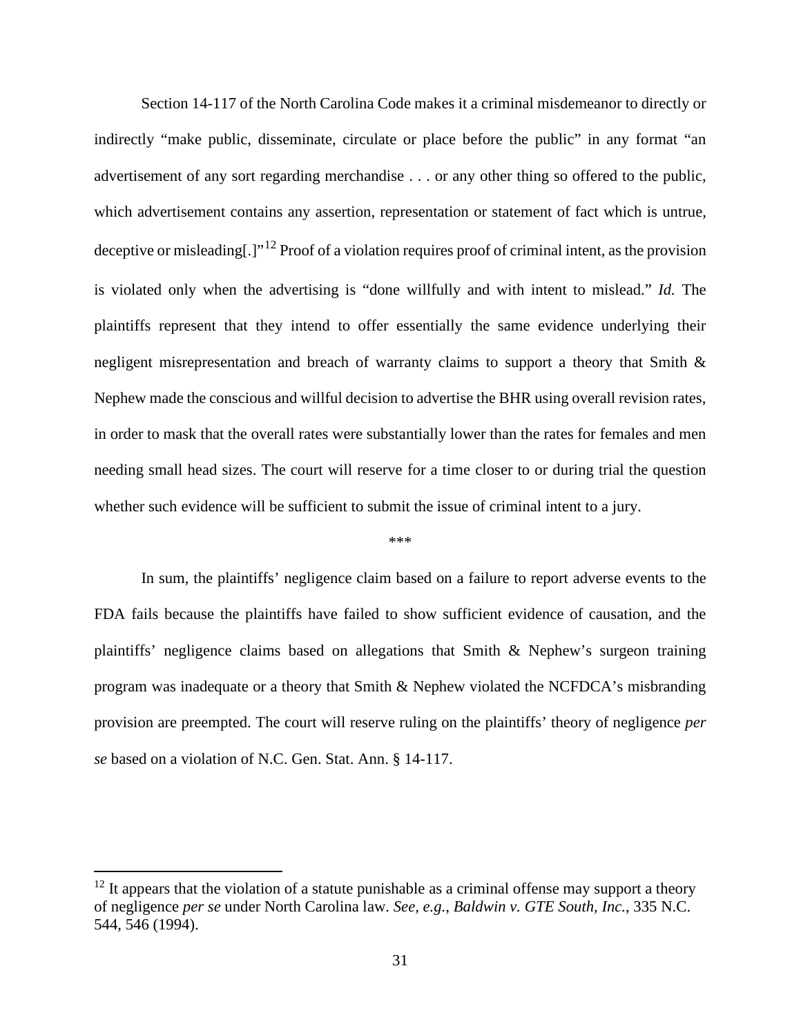Section 14-117 of the North Carolina Code makes it a criminal misdemeanor to directly or indirectly "make public, disseminate, circulate or place before the public" in any format "an advertisement of any sort regarding merchandise . . . or any other thing so offered to the public, which advertisement contains any assertion, representation or statement of fact which is untrue, deceptive or misleading[.]"[12] Proof of a violation requires proof of criminal intent, as the provision is violated only when the advertising is "done willfully and with intent to mislead." *Id.* The plaintiffs represent that they intend to offer essentially the same evidence underlying their negligent misrepresentation and breach of warranty claims to support a theory that Smith & Nephew made the conscious and willful decision to advertise the BHR using overall revision rates, in order to mask that the overall rates were substantially lower than the rates for females and men needing small head sizes. The court will reserve for a time closer to or during trial the question whether such evidence will be sufficient to submit the issue of criminal intent to a jury.

\*\*\*

In sum, the plaintiffs' negligence claim based on a failure to report adverse events to the FDA fails because the plaintiffs have failed to show sufficient evidence of causation, and the plaintiffs' negligence claims based on allegations that Smith & Nephew's surgeon training program was inadequate or a theory that Smith & Nephew violated the NCFDCA's misbranding provision are preempted. The court will reserve ruling on the plaintiffs' theory of negligence *per se* based on a violation of N.C. Gen. Stat. Ann. § 14-117.

---

[12] It appears that the violation of a statute punishable as a criminal offense may support a theory of negligence *per se* under North Carolina law. *See, e.g.*, *Baldwin v. GTE South, Inc.*, 335 N.C. 544, 546 (1994).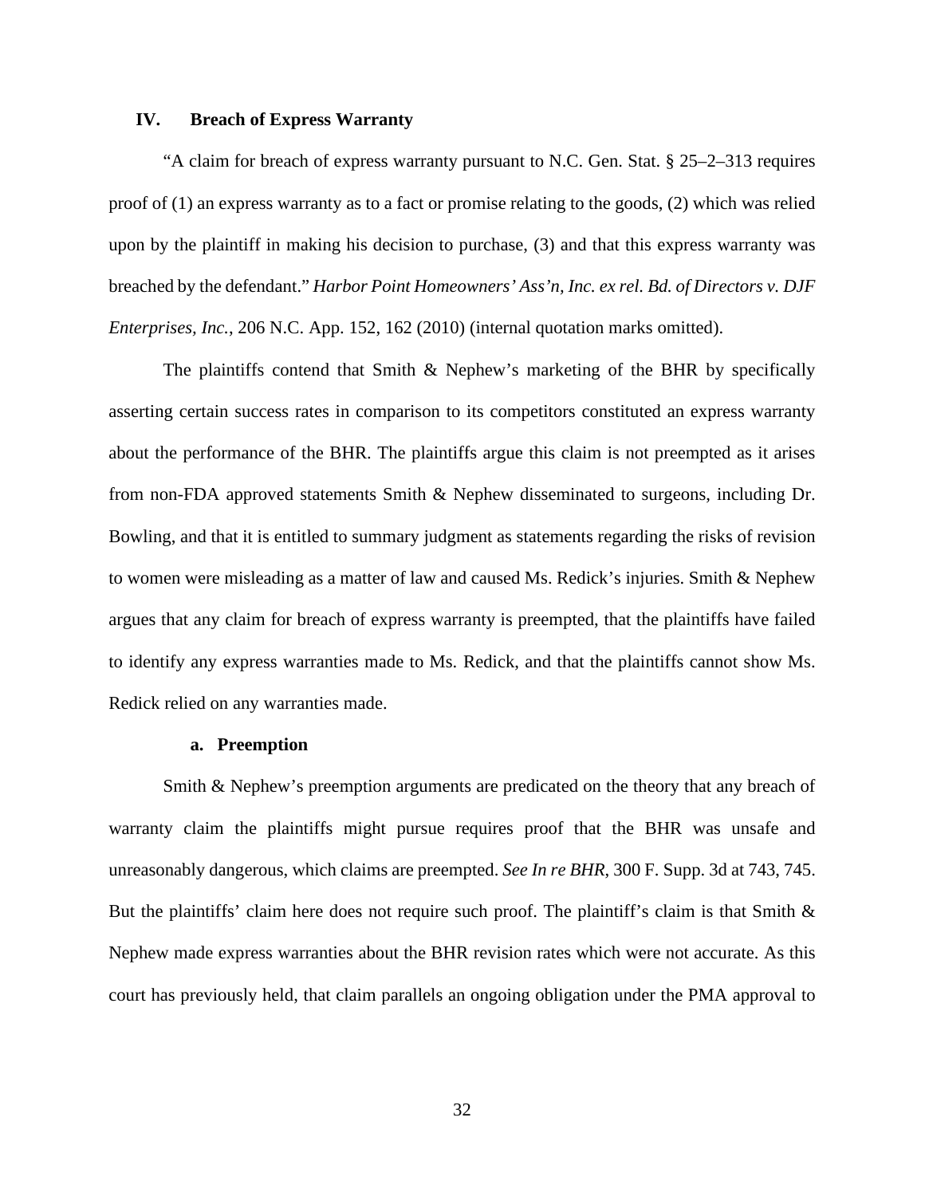## IV. Breach of Express Warranty

"A claim for breach of express warranty pursuant to N.C. Gen. Stat. § 25–2–313 requires proof of (1) an express warranty as to a fact or promise relating to the goods, (2) which was relied upon by the plaintiff in making his decision to purchase, (3) and that this express warranty was breached by the defendant." *Harbor Point Homeowners' Ass'n, Inc. ex rel. Bd. of Directors v. DJF Enterprises, Inc.*, 206 N.C. App. 152, 162 (2010) (internal quotation marks omitted).

The plaintiffs contend that Smith & Nephew's marketing of the BHR by specifically asserting certain success rates in comparison to its competitors constituted an express warranty about the performance of the BHR. The plaintiffs argue this claim is not preempted as it arises from non-FDA approved statements Smith & Nephew disseminated to surgeons, including Dr. Bowling, and that it is entitled to summary judgment as statements regarding the risks of revision to women were misleading as a matter of law and caused Ms. Redick's injuries. Smith & Nephew argues that any claim for breach of express warranty is preempted, that the plaintiffs have failed to identify any express warranties made to Ms. Redick, and that the plaintiffs cannot show Ms. Redick relied on any warranties made.

### a. Preemption

Smith & Nephew's preemption arguments are predicated on the theory that any breach of warranty claim the plaintiffs might pursue requires proof that the BHR was unsafe and unreasonably dangerous, which claims are preempted. *See In re BHR*, 300 F. Supp. 3d at 743, 745. But the plaintiffs' claim here does not require such proof. The plaintiff's claim is that Smith & Nephew made express warranties about the BHR revision rates which were not accurate. As this court has previously held, that claim parallels an ongoing obligation under the PMA approval to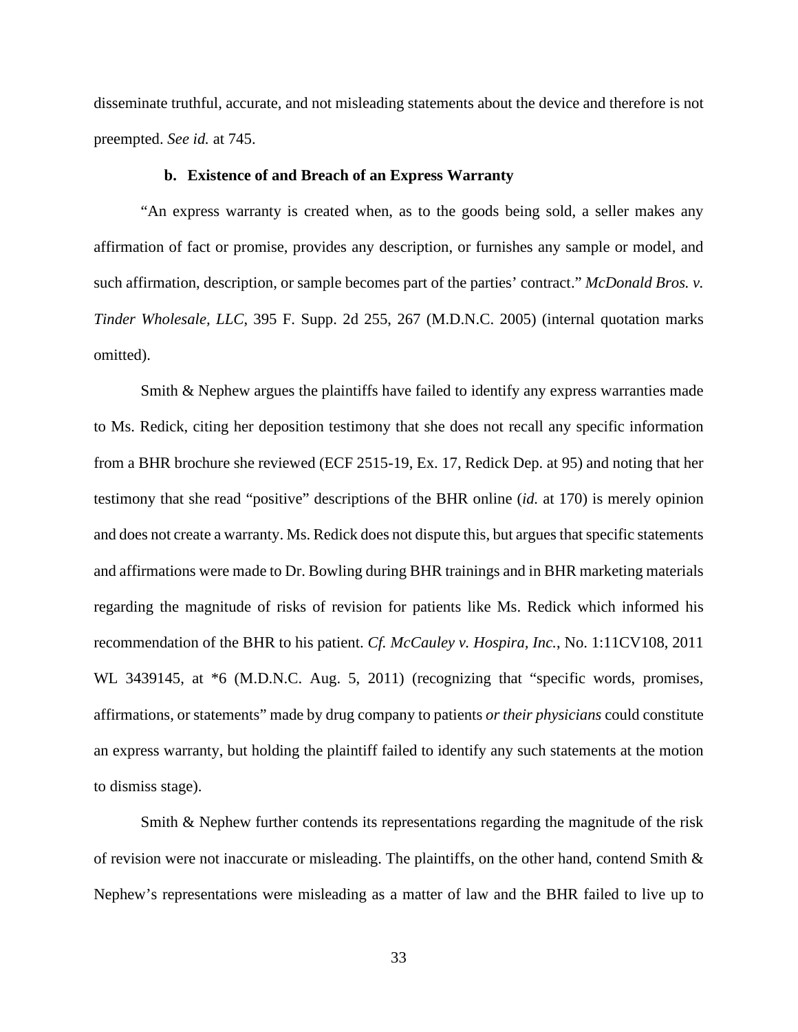disseminate truthful, accurate, and not misleading statements about the device and therefore is not preempted. *See id.* at 745.

#### b. Existence of and Breach of an Express Warranty

"An express warranty is created when, as to the goods being sold, a seller makes any affirmation of fact or promise, provides any description, or furnishes any sample or model, and such affirmation, description, or sample becomes part of the parties' contract." *McDonald Bros. v. Tinder Wholesale, LLC*, 395 F. Supp. 2d 255, 267 (M.D.N.C. 2005) (internal quotation marks omitted).

Smith & Nephew argues the plaintiffs have failed to identify any express warranties made to Ms. Redick, citing her deposition testimony that she does not recall any specific information from a BHR brochure she reviewed (ECF 2515-19, Ex. 17, Redick Dep. at 95) and noting that her testimony that she read "positive" descriptions of the BHR online (*id.* at 170) is merely opinion and does not create a warranty. Ms. Redick does not dispute this, but argues that specific statements and affirmations were made to Dr. Bowling during BHR trainings and in BHR marketing materials regarding the magnitude of risks of revision for patients like Ms. Redick which informed his recommendation of the BHR to his patient. *Cf. McCauley v. Hospira, Inc.*, No. 1:11CV108, 2011 WL 3439145, at *6 (M.D.N.C. Aug. 5, 2011) (recognizing that "specific words, promises, affirmations, or statements" made by drug company to patients *or their physicians* could constitute an express warranty, but holding the plaintiff failed to identify any such statements at the motion to dismiss stage).

Smith & Nephew further contends its representations regarding the magnitude of the risk of revision were not inaccurate or misleading. The plaintiffs, on the other hand, contend Smith & Nephew's representations were misleading as a matter of law and the BHR failed to live up to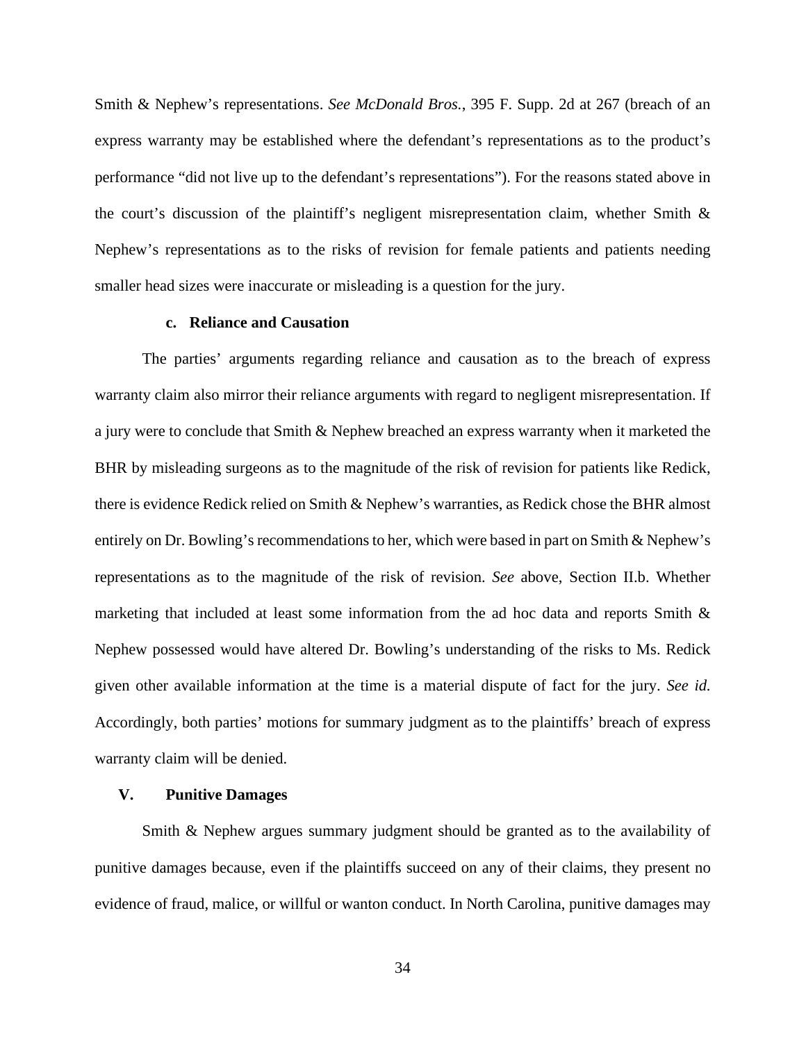Smith & Nephew's representations. *See McDonald Bros.*, 395 F. Supp. 2d at 267 (breach of an express warranty may be established where the defendant's representations as to the product's performance "did not live up to the defendant's representations"). For the reasons stated above in the court's discussion of the plaintiff's negligent misrepresentation claim, whether Smith & Nephew's representations as to the risks of revision for female patients and patients needing smaller head sizes were inaccurate or misleading is a question for the jury.

#### c. Reliance and Causation

The parties' arguments regarding reliance and causation as to the breach of express warranty claim also mirror their reliance arguments with regard to negligent misrepresentation. If a jury were to conclude that Smith & Nephew breached an express warranty when it marketed the BHR by misleading surgeons as to the magnitude of the risk of revision for patients like Redick, there is evidence Redick relied on Smith & Nephew's warranties, as Redick chose the BHR almost entirely on Dr. Bowling's recommendations to her, which were based in part on Smith & Nephew's representations as to the magnitude of the risk of revision. *See* above, Section II.b. Whether marketing that included at least some information from the ad hoc data and reports Smith & Nephew possessed would have altered Dr. Bowling's understanding of the risks to Ms. Redick given other available information at the time is a material dispute of fact for the jury. *See id.* Accordingly, both parties' motions for summary judgment as to the plaintiffs' breach of express warranty claim will be denied.

### V. Punitive Damages

Smith & Nephew argues summary judgment should be granted as to the availability of punitive damages because, even if the plaintiffs succeed on any of their claims, they present no evidence of fraud, malice, or willful or wanton conduct. In North Carolina, punitive damages may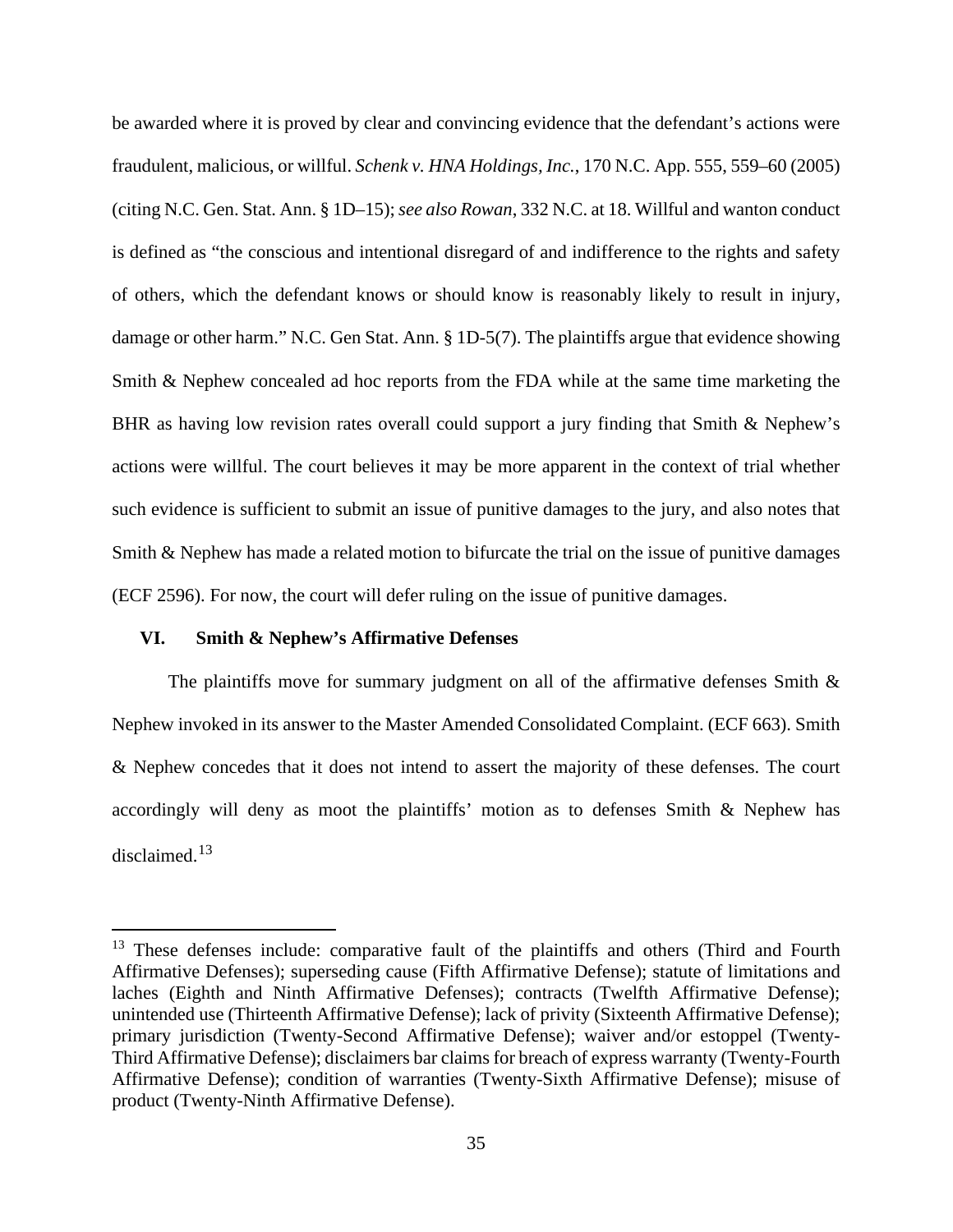be awarded where it is proved by clear and convincing evidence that the defendant's actions were fraudulent, malicious, or willful. *Schenk v. HNA Holdings, Inc.*, 170 N.C. App. 555, 559–60 (2005) (citing N.C. Gen. Stat. Ann. § 1D–15); *see also Rowan*, 332 N.C. at 18. Willful and wanton conduct is defined as "the conscious and intentional disregard of and indifference to the rights and safety of others, which the defendant knows or should know is reasonably likely to result in injury, damage or other harm." N.C. Gen Stat. Ann. § 1D-5(7). The plaintiffs argue that evidence showing Smith & Nephew concealed ad hoc reports from the FDA while at the same time marketing the BHR as having low revision rates overall could support a jury finding that Smith & Nephew's actions were willful. The court believes it may be more apparent in the context of trial whether such evidence is sufficient to submit an issue of punitive damages to the jury, and also notes that Smith & Nephew has made a related motion to bifurcate the trial on the issue of punitive damages (ECF 2596). For now, the court will defer ruling on the issue of punitive damages.

## VI. Smith & Nephew's Affirmative Defenses

The plaintiffs move for summary judgment on all of the affirmative defenses Smith & Nephew invoked in its answer to the Master Amended Consolidated Complaint. (ECF 663). Smith & Nephew concedes that it does not intend to assert the majority of these defenses. The court accordingly will deny as moot the plaintiffs' motion as to defenses Smith & Nephew has disclaimed.[13]

---

[13] These defenses include: comparative fault of the plaintiffs and others (Third and Fourth Affirmative Defenses); superseding cause (Fifth Affirmative Defense); statute of limitations and laches (Eighth and Ninth Affirmative Defenses); contracts (Twelfth Affirmative Defense); unintended use (Thirteenth Affirmative Defense); lack of privity (Sixteenth Affirmative Defense); primary jurisdiction (Twenty-Second Affirmative Defense); waiver and/or estoppel (Twenty-Third Affirmative Defense); disclaimers bar claims for breach of express warranty (Twenty-Fourth Affirmative Defense); condition of warranties (Twenty-Sixth Affirmative Defense); misuse of product (Twenty-Ninth Affirmative Defense).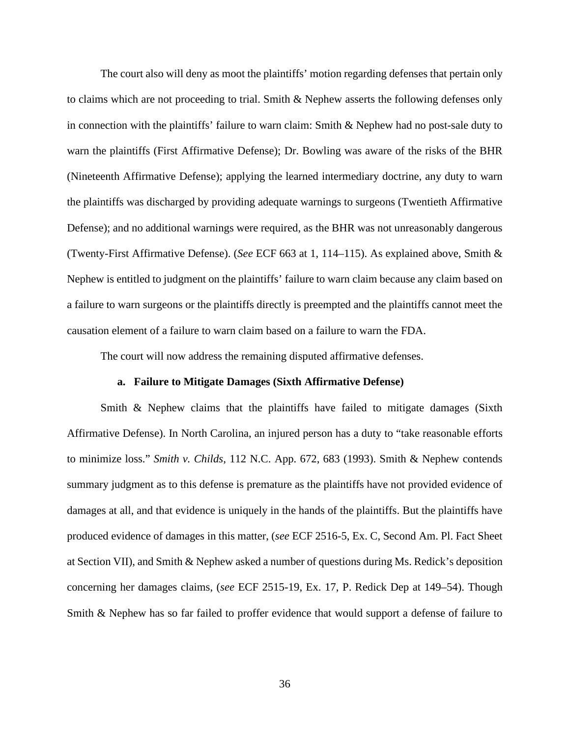The court also will deny as moot the plaintiffs' motion regarding defenses that pertain only to claims which are not proceeding to trial. Smith & Nephew asserts the following defenses only in connection with the plaintiffs' failure to warn claim: Smith & Nephew had no post-sale duty to warn the plaintiffs (First Affirmative Defense); Dr. Bowling was aware of the risks of the BHR (Nineteenth Affirmative Defense); applying the learned intermediary doctrine, any duty to warn the plaintiffs was discharged by providing adequate warnings to surgeons (Twentieth Affirmative Defense); and no additional warnings were required, as the BHR was not unreasonably dangerous (Twenty-First Affirmative Defense). (*See* ECF 663 at 1, 114–115). As explained above, Smith & Nephew is entitled to judgment on the plaintiffs' failure to warn claim because any claim based on a failure to warn surgeons or the plaintiffs directly is preempted and the plaintiffs cannot meet the causation element of a failure to warn claim based on a failure to warn the FDA.

The court will now address the remaining disputed affirmative defenses.

#### a. Failure to Mitigate Damages (Sixth Affirmative Defense)

Smith & Nephew claims that the plaintiffs have failed to mitigate damages (Sixth Affirmative Defense). In North Carolina, an injured person has a duty to "take reasonable efforts to minimize loss." *Smith v. Childs*, 112 N.C. App. 672, 683 (1993). Smith & Nephew contends summary judgment as to this defense is premature as the plaintiffs have not provided evidence of damages at all, and that evidence is uniquely in the hands of the plaintiffs. But the plaintiffs have produced evidence of damages in this matter, (*see* ECF 2516-5, Ex. C, Second Am. Pl. Fact Sheet at Section VII), and Smith & Nephew asked a number of questions during Ms. Redick's deposition concerning her damages claims, (*see* ECF 2515-19, Ex. 17, P. Redick Dep at 149–54). Though Smith & Nephew has so far failed to proffer evidence that would support a defense of failure to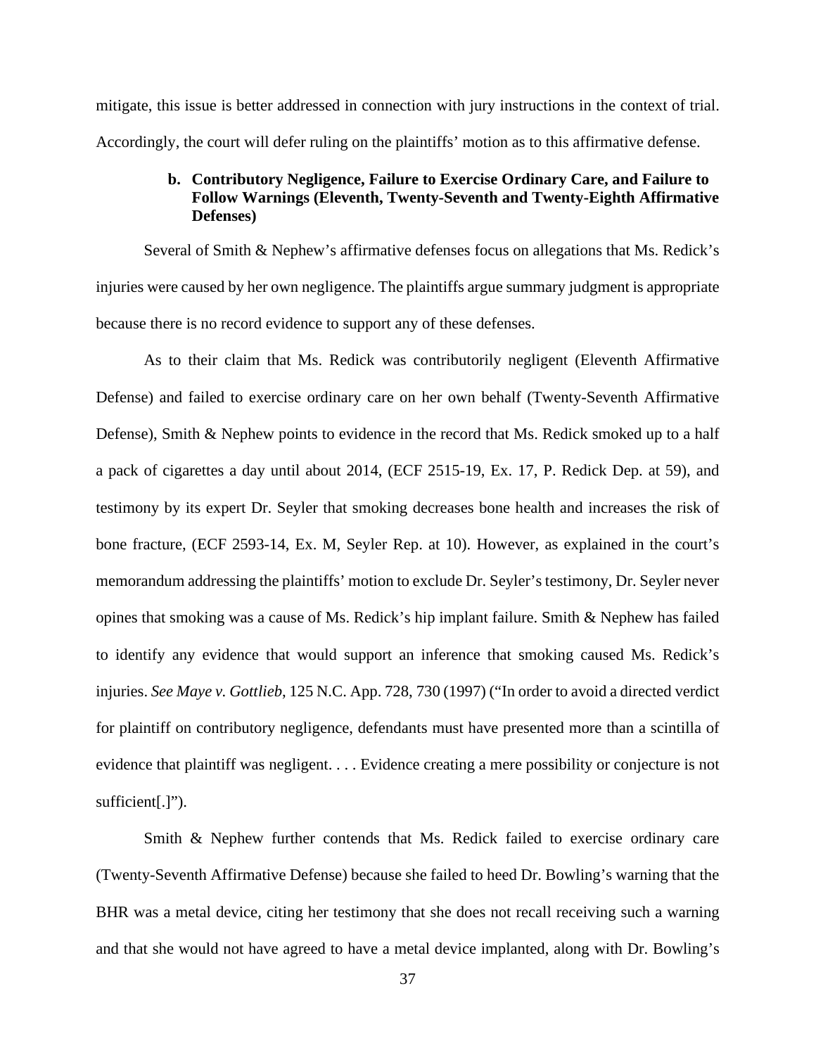mitigate, this issue is better addressed in connection with jury instructions in the context of trial. Accordingly, the court will defer ruling on the plaintiffs' motion as to this affirmative defense.

### b. Contributory Negligence, Failure to Exercise Ordinary Care, and Failure to Follow Warnings (Eleventh, Twenty-Seventh and Twenty-Eighth Affirmative Defenses)

Several of Smith & Nephew's affirmative defenses focus on allegations that Ms. Redick's injuries were caused by her own negligence. The plaintiffs argue summary judgment is appropriate because there is no record evidence to support any of these defenses.

As to their claim that Ms. Redick was contributorily negligent (Eleventh Affirmative Defense) and failed to exercise ordinary care on her own behalf (Twenty-Seventh Affirmative Defense), Smith & Nephew points to evidence in the record that Ms. Redick smoked up to a half a pack of cigarettes a day until about 2014, (ECF 2515-19, Ex. 17, P. Redick Dep. at 59), and testimony by its expert Dr. Seyler that smoking decreases bone health and increases the risk of bone fracture, (ECF 2593-14, Ex. M, Seyler Rep. at 10). However, as explained in the court's memorandum addressing the plaintiffs' motion to exclude Dr. Seyler's testimony, Dr. Seyler never opines that smoking was a cause of Ms. Redick's hip implant failure. Smith & Nephew has failed to identify any evidence that would support an inference that smoking caused Ms. Redick's injuries. *See Maye v. Gottlieb*, 125 N.C. App. 728, 730 (1997) ("In order to avoid a directed verdict for plaintiff on contributory negligence, defendants must have presented more than a scintilla of evidence that plaintiff was negligent. . . . Evidence creating a mere possibility or conjecture is not sufficient[.]").

Smith & Nephew further contends that Ms. Redick failed to exercise ordinary care (Twenty-Seventh Affirmative Defense) because she failed to heed Dr. Bowling's warning that the BHR was a metal device, citing her testimony that she does not recall receiving such a warning and that she would not have agreed to have a metal device implanted, along with Dr. Bowling's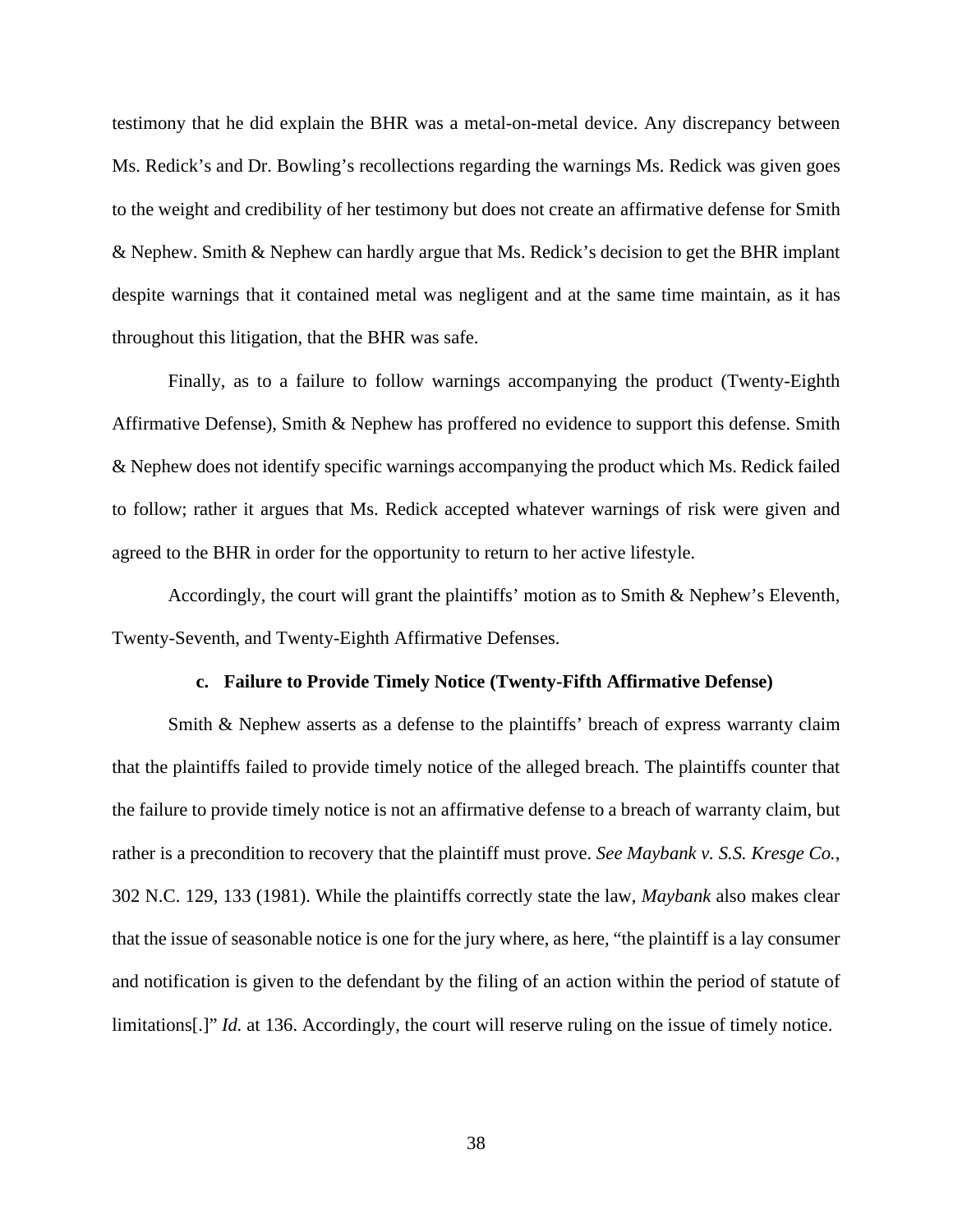testimony that he did explain the BHR was a metal-on-metal device. Any discrepancy between Ms. Redick's and Dr. Bowling's recollections regarding the warnings Ms. Redick was given goes to the weight and credibility of her testimony but does not create an affirmative defense for Smith & Nephew. Smith & Nephew can hardly argue that Ms. Redick's decision to get the BHR implant despite warnings that it contained metal was negligent and at the same time maintain, as it has throughout this litigation, that the BHR was safe.

Finally, as to a failure to follow warnings accompanying the product (Twenty-Eighth Affirmative Defense), Smith & Nephew has proffered no evidence to support this defense. Smith & Nephew does not identify specific warnings accompanying the product which Ms. Redick failed to follow; rather it argues that Ms. Redick accepted whatever warnings of risk were given and agreed to the BHR in order for the opportunity to return to her active lifestyle.

Accordingly, the court will grant the plaintiffs' motion as to Smith & Nephew's Eleventh, Twenty-Seventh, and Twenty-Eighth Affirmative Defenses.

**c. Failure to Provide Timely Notice (Twenty-Fifth Affirmative Defense)**

Smith & Nephew asserts as a defense to the plaintiffs' breach of express warranty claim that the plaintiffs failed to provide timely notice of the alleged breach. The plaintiffs counter that the failure to provide timely notice is not an affirmative defense to a breach of warranty claim, but rather is a precondition to recovery that the plaintiff must prove. *See Maybank v. S.S. Kresge Co.*, 302 N.C. 129, 133 (1981). While the plaintiffs correctly state the law, *Maybank* also makes clear that the issue of seasonable notice is one for the jury where, as here, "the plaintiff is a lay consumer and notification is given to the defendant by the filing of an action within the period of statute of limitations[.]" *Id.* at 136. Accordingly, the court will reserve ruling on the issue of timely notice.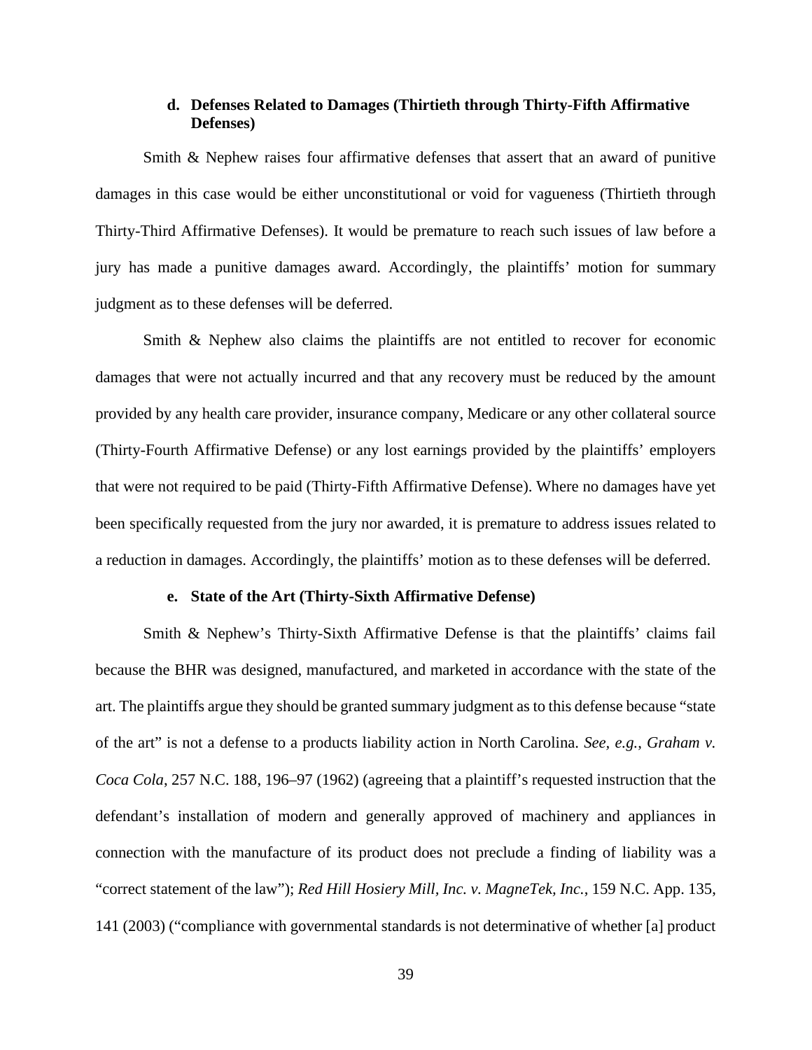#### d. Defenses Related to Damages (Thirtieth through Thirty-Fifth Affirmative Defenses)

Smith & Nephew raises four affirmative defenses that assert that an award of punitive damages in this case would be either unconstitutional or void for vagueness (Thirtieth through Thirty-Third Affirmative Defenses). It would be premature to reach such issues of law before a jury has made a punitive damages award. Accordingly, the plaintiffs' motion for summary judgment as to these defenses will be deferred.

Smith & Nephew also claims the plaintiffs are not entitled to recover for economic damages that were not actually incurred and that any recovery must be reduced by the amount provided by any health care provider, insurance company, Medicare or any other collateral source (Thirty-Fourth Affirmative Defense) or any lost earnings provided by the plaintiffs' employers that were not required to be paid (Thirty-Fifth Affirmative Defense). Where no damages have yet been specifically requested from the jury nor awarded, it is premature to address issues related to a reduction in damages. Accordingly, the plaintiffs' motion as to these defenses will be deferred.

#### e. State of the Art (Thirty-Sixth Affirmative Defense)

Smith & Nephew's Thirty-Sixth Affirmative Defense is that the plaintiffs' claims fail because the BHR was designed, manufactured, and marketed in accordance with the state of the art. The plaintiffs argue they should be granted summary judgment as to this defense because "state of the art" is not a defense to a products liability action in North Carolina. *See, e.g.*, *Graham v. Coca Cola*, 257 N.C. 188, 196–97 (1962) (agreeing that a plaintiff's requested instruction that the defendant's installation of modern and generally approved of machinery and appliances in connection with the manufacture of its product does not preclude a finding of liability was a "correct statement of the law"); *Red Hill Hosiery Mill, Inc. v. MagneTek, Inc.*, 159 N.C. App. 135, 141 (2003) ("compliance with governmental standards is not determinative of whether [a] product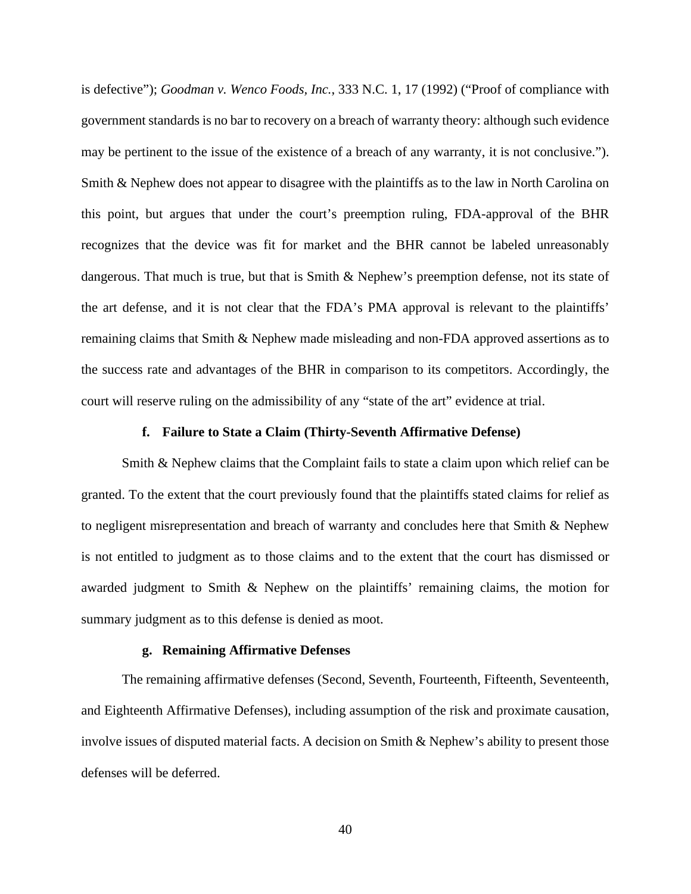is defective"); *Goodman v. Wenco Foods, Inc.*, 333 N.C. 1, 17 (1992) ("Proof of compliance with government standards is no bar to recovery on a breach of warranty theory: although such evidence may be pertinent to the issue of the existence of a breach of any warranty, it is not conclusive."). Smith & Nephew does not appear to disagree with the plaintiffs as to the law in North Carolina on this point, but argues that under the court's preemption ruling, FDA-approval of the BHR recognizes that the device was fit for market and the BHR cannot be labeled unreasonably dangerous. That much is true, but that is Smith & Nephew's preemption defense, not its state of the art defense, and it is not clear that the FDA's PMA approval is relevant to the plaintiffs' remaining claims that Smith & Nephew made misleading and non-FDA approved assertions as to the success rate and advantages of the BHR in comparison to its competitors. Accordingly, the court will reserve ruling on the admissibility of any "state of the art" evidence at trial.

#### f. Failure to State a Claim (Thirty-Seventh Affirmative Defense)

Smith & Nephew claims that the Complaint fails to state a claim upon which relief can be granted. To the extent that the court previously found that the plaintiffs stated claims for relief as to negligent misrepresentation and breach of warranty and concludes here that Smith & Nephew is not entitled to judgment as to those claims and to the extent that the court has dismissed or awarded judgment to Smith & Nephew on the plaintiffs' remaining claims, the motion for summary judgment as to this defense is denied as moot.

#### g. Remaining Affirmative Defenses

The remaining affirmative defenses (Second, Seventh, Fourteenth, Fifteenth, Seventeenth, and Eighteenth Affirmative Defenses), including assumption of the risk and proximate causation, involve issues of disputed material facts. A decision on Smith & Nephew's ability to present those defenses will be deferred.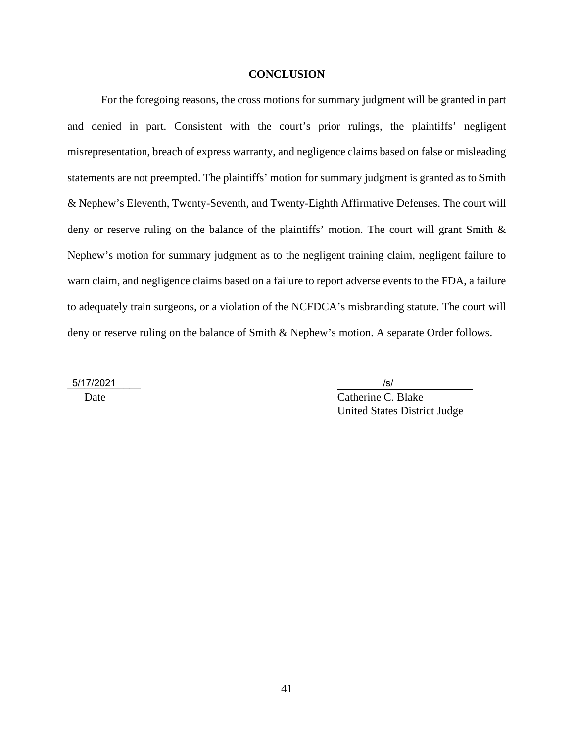## CONCLUSION

For the foregoing reasons, the cross motions for summary judgment will be granted in part and denied in part. Consistent with the court's prior rulings, the plaintiffs' negligent misrepresentation, breach of express warranty, and negligence claims based on false or misleading statements are not preempted. The plaintiffs' motion for summary judgment is granted as to Smith & Nephew's Eleventh, Twenty-Seventh, and Twenty-Eighth Affirmative Defenses. The court will deny or reserve ruling on the balance of the plaintiffs' motion. The court will grant Smith & Nephew's motion for summary judgment as to the negligent training claim, negligent failure to warn claim, and negligence claims based on a failure to report adverse events to the FDA, a failure to adequately train surgeons, or a violation of the NCFDCA's misbranding statute. The court will deny or reserve ruling on the balance of Smith & Nephew's motion. A separate Order follows.

5/17/2021
Date

/s/
Catherine C. Blake
United States District Judge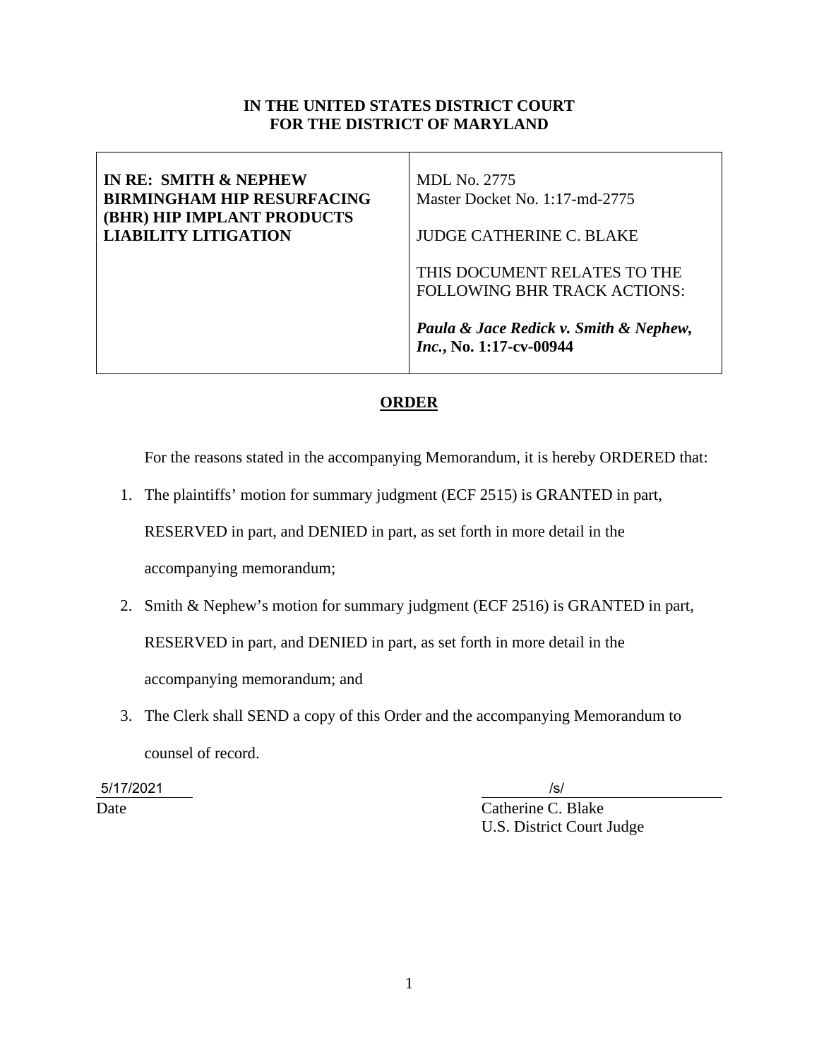**IN THE UNITED STATES DISTRICT COURT**
**FOR THE DISTRICT OF MARYLAND**

| | |
|---|---|
| **IN RE: SMITH & NEPHEW BIRMINGHAM HIP RESURFACING (BHR) HIP IMPLANT PRODUCTS LIABILITY LITIGATION** | MDL No. 2775<br>Master Docket No. 1:17-md-2775<br><br>JUDGE CATHERINE C. BLAKE<br><br>THIS DOCUMENT RELATES TO THE FOLLOWING BHR TRACK ACTIONS:<br><br>***Paula & Jace Redick v. Smith & Nephew, Inc.*, No. 1:17-cv-00944** |

## ORDER

For the reasons stated in the accompanying Memorandum, it is hereby ORDERED that:

1. The plaintiffs' motion for summary judgment (ECF 2515) is GRANTED in part, RESERVED in part, and DENIED in part, as set forth in more detail in the accompanying memorandum;
2. Smith & Nephew's motion for summary judgment (ECF 2516) is GRANTED in part, RESERVED in part, and DENIED in part, as set forth in more detail in the accompanying memorandum; and
3. The Clerk shall SEND a copy of this Order and the accompanying Memorandum to counsel of record.

5/17/2021
Date

/s/
Catherine C. Blake
U.S. District Court Judge